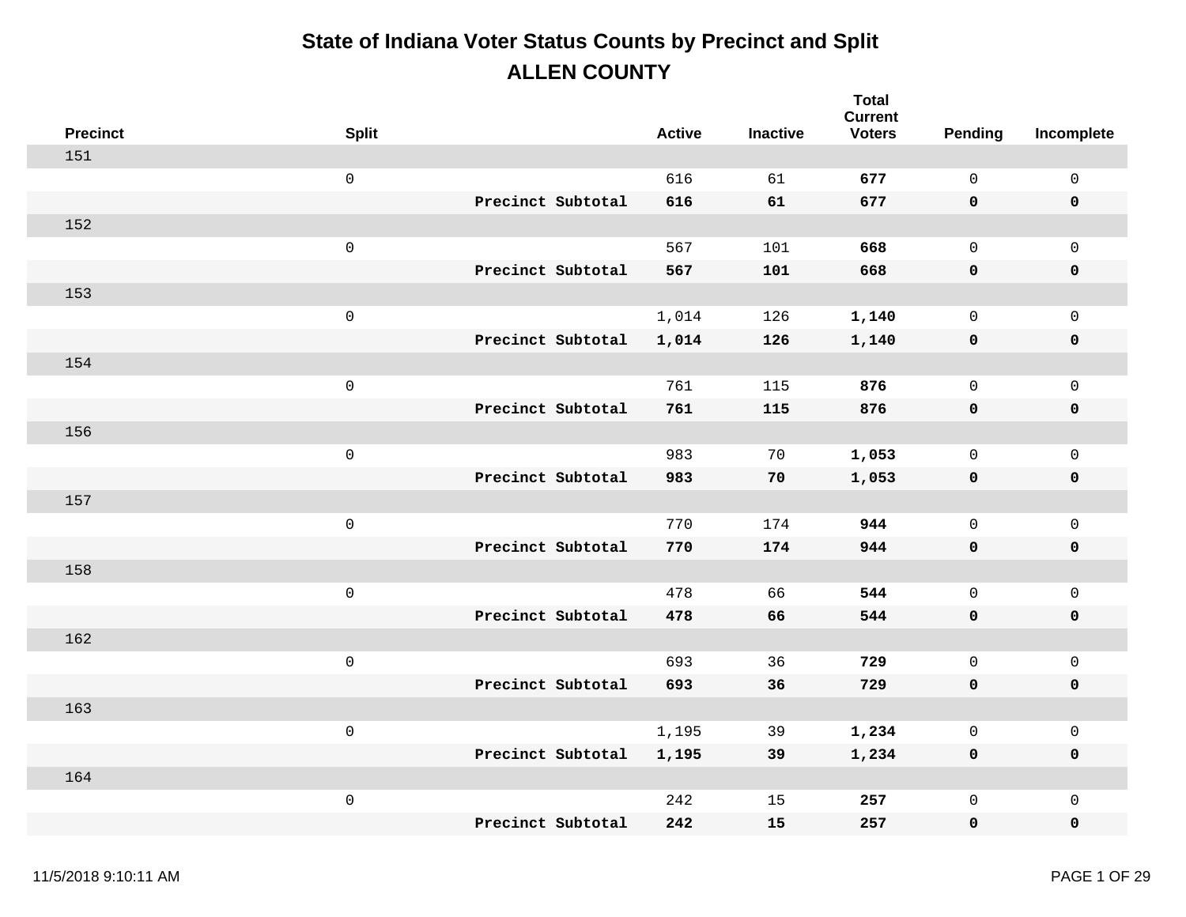# State of Indiana Voter Status Counts by Precinct and Split

## ALLEN COUNTY

| Precinct | Split | | Active | Inactive | Total Current Voters | Pending | Incomplete |
|---|---|---|---|---|---|---|---|
| 151 | | | | | | | |
| | 0 | | 616 | 61 | **677** | 0 | 0 |
| | | **Precinct Subtotal** | **616** | **61** | **677** | **0** | **0** |
| 152 | | | | | | | |
| | 0 | | 567 | 101 | **668** | 0 | 0 |
| | | **Precinct Subtotal** | **567** | **101** | **668** | **0** | **0** |
| 153 | | | | | | | |
| | 0 | | 1,014 | 126 | **1,140** | 0 | 0 |
| | | **Precinct Subtotal** | **1,014** | **126** | **1,140** | **0** | **0** |
| 154 | | | | | | | |
| | 0 | | 761 | 115 | **876** | 0 | 0 |
| | | **Precinct Subtotal** | **761** | **115** | **876** | **0** | **0** |
| 156 | | | | | | | |
| | 0 | | 983 | 70 | **1,053** | 0 | 0 |
| | | **Precinct Subtotal** | **983** | **70** | **1,053** | **0** | **0** |
| 157 | | | | | | | |
| | 0 | | 770 | 174 | **944** | 0 | 0 |
| | | **Precinct Subtotal** | **770** | **174** | **944** | **0** | **0** |
| 158 | | | | | | | |
| | 0 | | 478 | 66 | **544** | 0 | 0 |
| | | **Precinct Subtotal** | **478** | **66** | **544** | **0** | **0** |
| 162 | | | | | | | |
| | 0 | | 693 | 36 | **729** | 0 | 0 |
| | | **Precinct Subtotal** | **693** | **36** | **729** | **0** | **0** |
| 163 | | | | | | | |
| | 0 | | 1,195 | 39 | **1,234** | 0 | 0 |
| | | **Precinct Subtotal** | **1,195** | **39** | **1,234** | **0** | **0** |
| 164 | | | | | | | |
| | 0 | | 242 | 15 | **257** | 0 | 0 |
| | | **Precinct Subtotal** | **242** | **15** | **257** | **0** | **0** |

11/5/2018 9:10:11 AM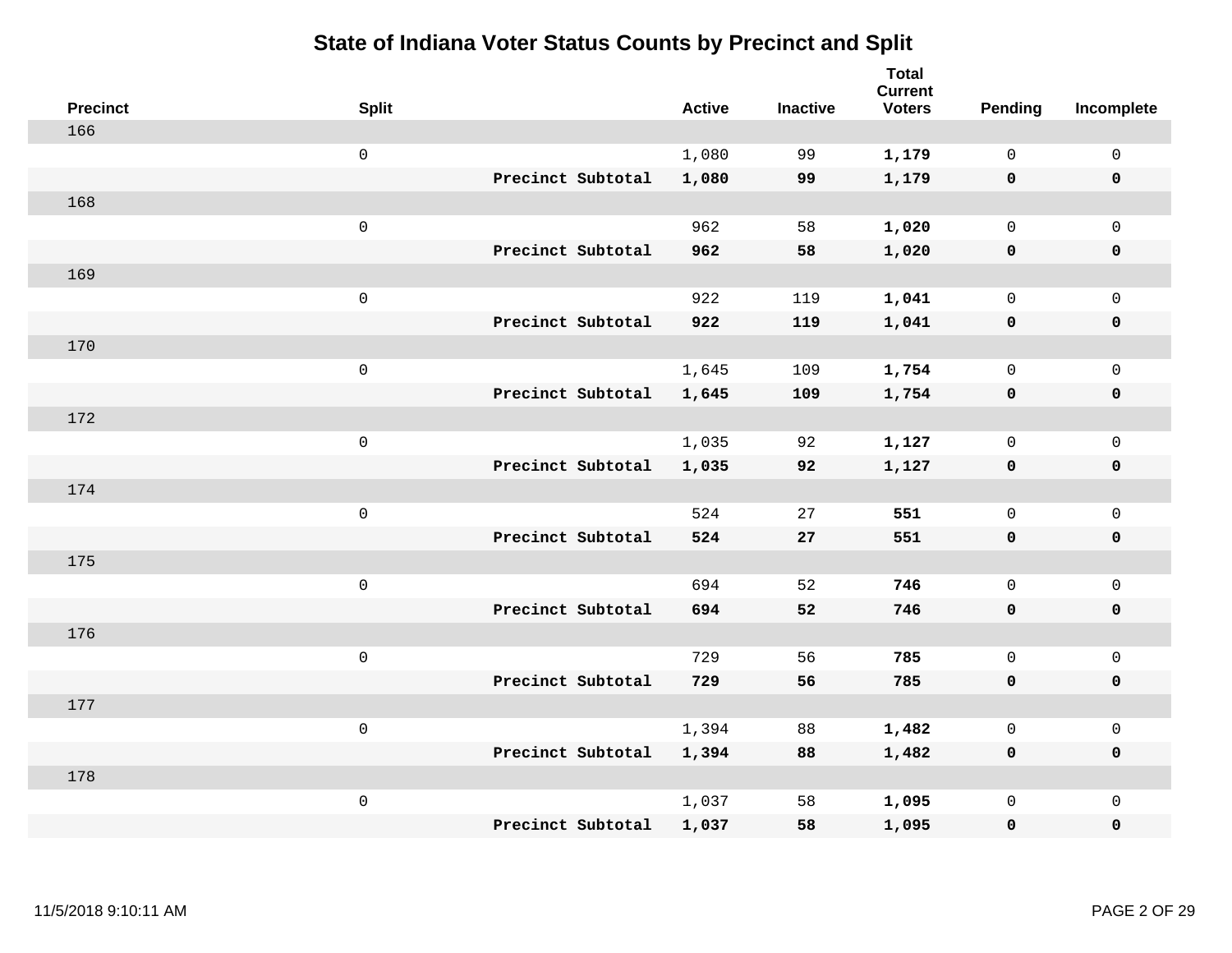# State of Indiana Voter Status Counts by Precinct and Split

| Precinct | Split | | Active | Inactive | Total Current Voters | Pending | Incomplete |
|---|---|---|---|---|---|---|---|
| 166 | | | | | | | |
| | 0 | | 1,080 | 99 | **1,179** | 0 | 0 |
| | | **Precinct Subtotal** | **1,080** | **99** | **1,179** | **0** | **0** |
| 168 | | | | | | | |
| | 0 | | 962 | 58 | **1,020** | 0 | 0 |
| | | **Precinct Subtotal** | **962** | **58** | **1,020** | **0** | **0** |
| 169 | | | | | | | |
| | 0 | | 922 | 119 | **1,041** | 0 | 0 |
| | | **Precinct Subtotal** | **922** | **119** | **1,041** | **0** | **0** |
| 170 | | | | | | | |
| | 0 | | 1,645 | 109 | **1,754** | 0 | 0 |
| | | **Precinct Subtotal** | **1,645** | **109** | **1,754** | **0** | **0** |
| 172 | | | | | | | |
| | 0 | | 1,035 | 92 | **1,127** | 0 | 0 |
| | | **Precinct Subtotal** | **1,035** | **92** | **1,127** | **0** | **0** |
| 174 | | | | | | | |
| | 0 | | 524 | 27 | **551** | 0 | 0 |
| | | **Precinct Subtotal** | **524** | **27** | **551** | **0** | **0** |
| 175 | | | | | | | |
| | 0 | | 694 | 52 | **746** | 0 | 0 |
| | | **Precinct Subtotal** | **694** | **52** | **746** | **0** | **0** |
| 176 | | | | | | | |
| | 0 | | 729 | 56 | **785** | 0 | 0 |
| | | **Precinct Subtotal** | **729** | **56** | **785** | **0** | **0** |
| 177 | | | | | | | |
| | 0 | | 1,394 | 88 | **1,482** | 0 | 0 |
| | | **Precinct Subtotal** | **1,394** | **88** | **1,482** | **0** | **0** |
| 178 | | | | | | | |
| | 0 | | 1,037 | 58 | **1,095** | 0 | 0 |
| | | **Precinct Subtotal** | **1,037** | **58** | **1,095** | **0** | **0** |

11/5/2018 9:10:11 AM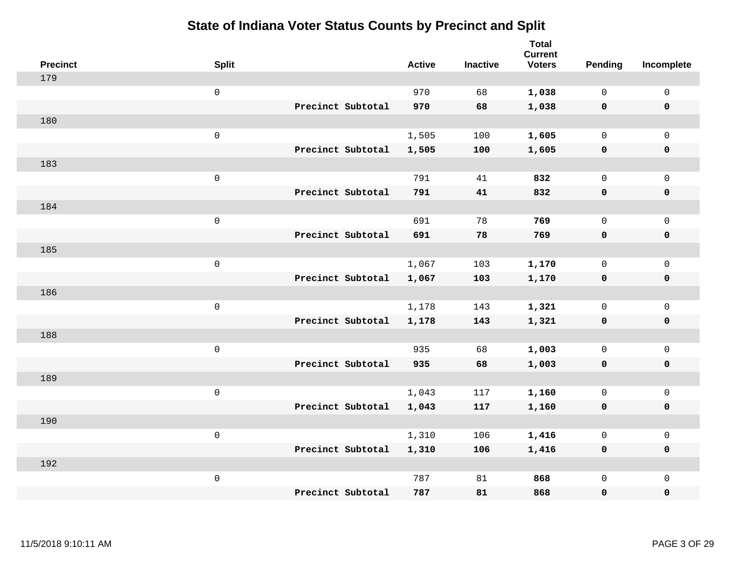# State of Indiana Voter Status Counts by Precinct and Split

| Precinct | Split | | Active | Inactive | Total Current Voters | Pending | Incomplete |
|---|---|---|---|---|---|---|---|
| 179 | | | | | | | |
| | 0 | | 970 | 68 | **1,038** | 0 | 0 |
| | | **Precinct Subtotal** | **970** | **68** | **1,038** | **0** | **0** |
| 180 | | | | | | | |
| | 0 | | 1,505 | 100 | **1,605** | 0 | 0 |
| | | **Precinct Subtotal** | **1,505** | **100** | **1,605** | **0** | **0** |
| 183 | | | | | | | |
| | 0 | | 791 | 41 | **832** | 0 | 0 |
| | | **Precinct Subtotal** | **791** | **41** | **832** | **0** | **0** |
| 184 | | | | | | | |
| | 0 | | 691 | 78 | **769** | 0 | 0 |
| | | **Precinct Subtotal** | **691** | **78** | **769** | **0** | **0** |
| 185 | | | | | | | |
| | 0 | | 1,067 | 103 | **1,170** | 0 | 0 |
| | | **Precinct Subtotal** | **1,067** | **103** | **1,170** | **0** | **0** |
| 186 | | | | | | | |
| | 0 | | 1,178 | 143 | **1,321** | 0 | 0 |
| | | **Precinct Subtotal** | **1,178** | **143** | **1,321** | **0** | **0** |
| 188 | | | | | | | |
| | 0 | | 935 | 68 | **1,003** | 0 | 0 |
| | | **Precinct Subtotal** | **935** | **68** | **1,003** | **0** | **0** |
| 189 | | | | | | | |
| | 0 | | 1,043 | 117 | **1,160** | 0 | 0 |
| | | **Precinct Subtotal** | **1,043** | **117** | **1,160** | **0** | **0** |
| 190 | | | | | | | |
| | 0 | | 1,310 | 106 | **1,416** | 0 | 0 |
| | | **Precinct Subtotal** | **1,310** | **106** | **1,416** | **0** | **0** |
| 192 | | | | | | | |
| | 0 | | 787 | 81 | **868** | 0 | 0 |
| | | **Precinct Subtotal** | **787** | **81** | **868** | **0** | **0** |

11/5/2018 9:10:11 AM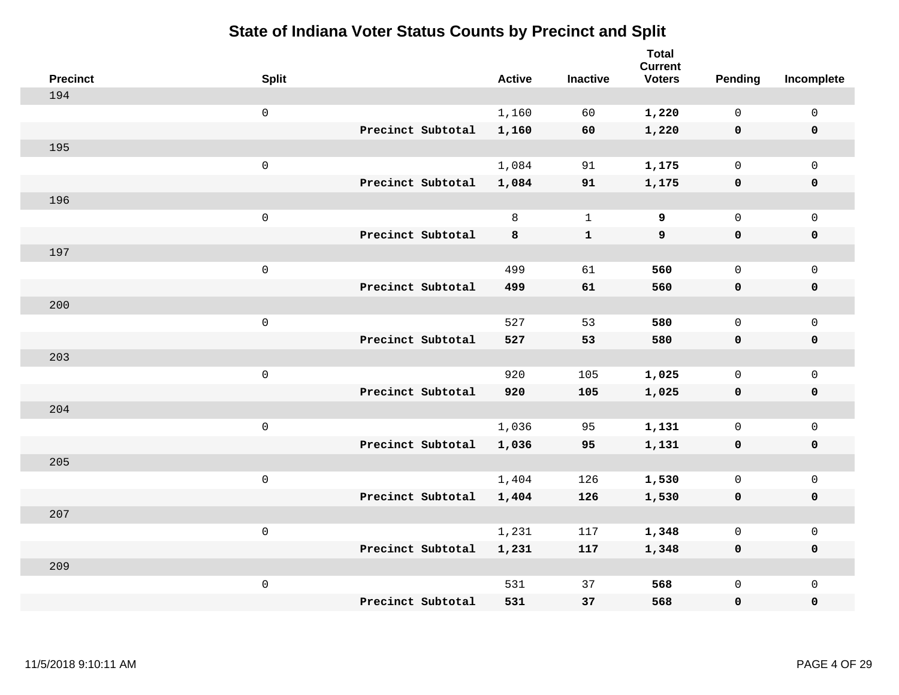# State of Indiana Voter Status Counts by Precinct and Split

| Precinct | Split | | Active | Inactive | Total Current Voters | Pending | Incomplete |
|---|---|---|---|---|---|---|---|
| 194 | | | | | | | |
| | 0 | | 1,160 | 60 | **1,220** | 0 | 0 |
| | | **Precinct Subtotal** | **1,160** | **60** | **1,220** | **0** | **0** |
| 195 | | | | | | | |
| | 0 | | 1,084 | 91 | **1,175** | 0 | 0 |
| | | **Precinct Subtotal** | **1,084** | **91** | **1,175** | **0** | **0** |
| 196 | | | | | | | |
| | 0 | | 8 | 1 | **9** | 0 | 0 |
| | | **Precinct Subtotal** | **8** | **1** | **9** | **0** | **0** |
| 197 | | | | | | | |
| | 0 | | 499 | 61 | **560** | 0 | 0 |
| | | **Precinct Subtotal** | **499** | **61** | **560** | **0** | **0** |
| 200 | | | | | | | |
| | 0 | | 527 | 53 | **580** | 0 | 0 |
| | | **Precinct Subtotal** | **527** | **53** | **580** | **0** | **0** |
| 203 | | | | | | | |
| | 0 | | 920 | 105 | **1,025** | 0 | 0 |
| | | **Precinct Subtotal** | **920** | **105** | **1,025** | **0** | **0** |
| 204 | | | | | | | |
| | 0 | | 1,036 | 95 | **1,131** | 0 | 0 |
| | | **Precinct Subtotal** | **1,036** | **95** | **1,131** | **0** | **0** |
| 205 | | | | | | | |
| | 0 | | 1,404 | 126 | **1,530** | 0 | 0 |
| | | **Precinct Subtotal** | **1,404** | **126** | **1,530** | **0** | **0** |
| 207 | | | | | | | |
| | 0 | | 1,231 | 117 | **1,348** | 0 | 0 |
| | | **Precinct Subtotal** | **1,231** | **117** | **1,348** | **0** | **0** |
| 209 | | | | | | | |
| | 0 | | 531 | 37 | **568** | 0 | 0 |
| | | **Precinct Subtotal** | **531** | **37** | **568** | **0** | **0** |

11/5/2018 9:10:11 AM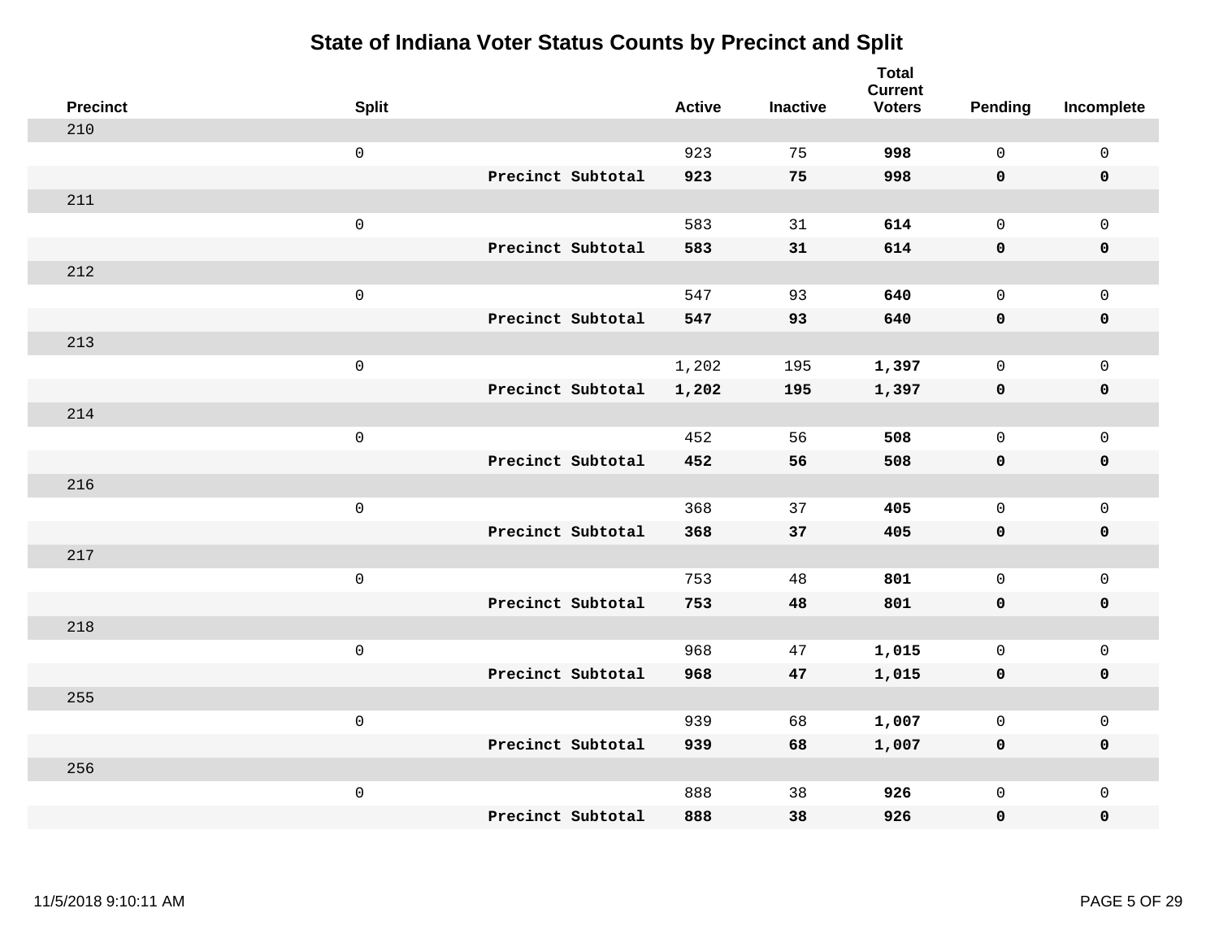# State of Indiana Voter Status Counts by Precinct and Split

| Precinct | Split | | Active | Inactive | Total Current Voters | Pending | Incomplete |
|---|---|---|---|---|---|---|---|
| 210 | | | | | | | |
| | 0 | | 923 | 75 | **998** | 0 | 0 |
| | | **Precinct Subtotal** | **923** | **75** | **998** | **0** | **0** |
| 211 | | | | | | | |
| | 0 | | 583 | 31 | **614** | 0 | 0 |
| | | **Precinct Subtotal** | **583** | **31** | **614** | **0** | **0** |
| 212 | | | | | | | |
| | 0 | | 547 | 93 | **640** | 0 | 0 |
| | | **Precinct Subtotal** | **547** | **93** | **640** | **0** | **0** |
| 213 | | | | | | | |
| | 0 | | 1,202 | 195 | **1,397** | 0 | 0 |
| | | **Precinct Subtotal** | **1,202** | **195** | **1,397** | **0** | **0** |
| 214 | | | | | | | |
| | 0 | | 452 | 56 | **508** | 0 | 0 |
| | | **Precinct Subtotal** | **452** | **56** | **508** | **0** | **0** |
| 216 | | | | | | | |
| | 0 | | 368 | 37 | **405** | 0 | 0 |
| | | **Precinct Subtotal** | **368** | **37** | **405** | **0** | **0** |
| 217 | | | | | | | |
| | 0 | | 753 | 48 | **801** | 0 | 0 |
| | | **Precinct Subtotal** | **753** | **48** | **801** | **0** | **0** |
| 218 | | | | | | | |
| | 0 | | 968 | 47 | **1,015** | 0 | 0 |
| | | **Precinct Subtotal** | **968** | **47** | **1,015** | **0** | **0** |
| 255 | | | | | | | |
| | 0 | | 939 | 68 | **1,007** | 0 | 0 |
| | | **Precinct Subtotal** | **939** | **68** | **1,007** | **0** | **0** |
| 256 | | | | | | | |
| | 0 | | 888 | 38 | **926** | 0 | 0 |
| | | **Precinct Subtotal** | **888** | **38** | **926** | **0** | **0** |

11/5/2018 9:10:11 AM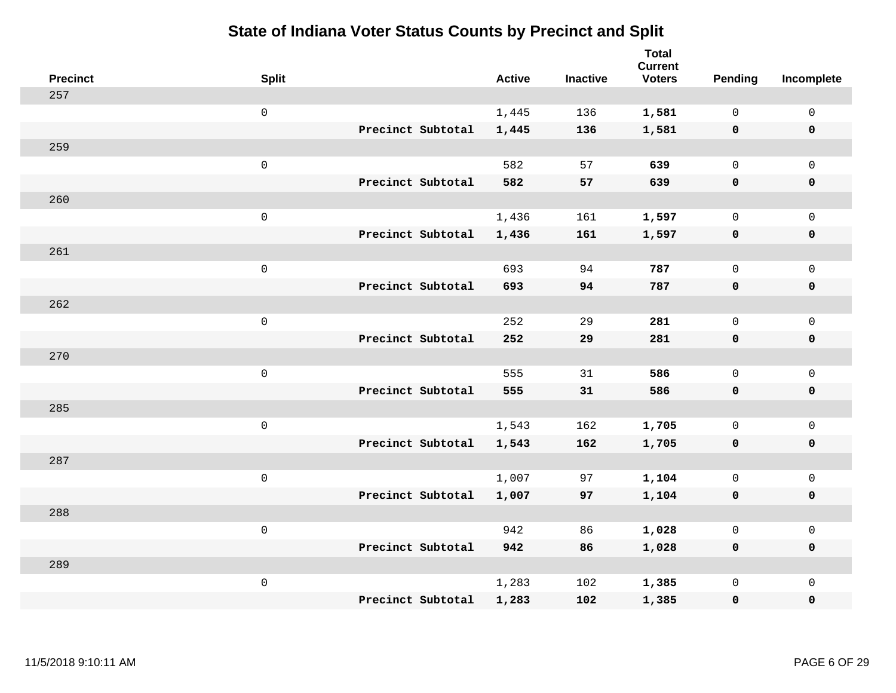# State of Indiana Voter Status Counts by Precinct and Split

| Precinct | Split | | Active | Inactive | Total Current Voters | Pending | Incomplete |
|---|---|---|---|---|---|---|---|
| 257 | | | | | | | |
| | 0 | | 1,445 | 136 | **1,581** | 0 | 0 |
| | | **Precinct Subtotal** | **1,445** | **136** | **1,581** | **0** | **0** |
| 259 | | | | | | | |
| | 0 | | 582 | 57 | **639** | 0 | 0 |
| | | **Precinct Subtotal** | **582** | **57** | **639** | **0** | **0** |
| 260 | | | | | | | |
| | 0 | | 1,436 | 161 | **1,597** | 0 | 0 |
| | | **Precinct Subtotal** | **1,436** | **161** | **1,597** | **0** | **0** |
| 261 | | | | | | | |
| | 0 | | 693 | 94 | **787** | 0 | 0 |
| | | **Precinct Subtotal** | **693** | **94** | **787** | **0** | **0** |
| 262 | | | | | | | |
| | 0 | | 252 | 29 | **281** | 0 | 0 |
| | | **Precinct Subtotal** | **252** | **29** | **281** | **0** | **0** |
| 270 | | | | | | | |
| | 0 | | 555 | 31 | **586** | 0 | 0 |
| | | **Precinct Subtotal** | **555** | **31** | **586** | **0** | **0** |
| 285 | | | | | | | |
| | 0 | | 1,543 | 162 | **1,705** | 0 | 0 |
| | | **Precinct Subtotal** | **1,543** | **162** | **1,705** | **0** | **0** |
| 287 | | | | | | | |
| | 0 | | 1,007 | 97 | **1,104** | 0 | 0 |
| | | **Precinct Subtotal** | **1,007** | **97** | **1,104** | **0** | **0** |
| 288 | | | | | | | |
| | 0 | | 942 | 86 | **1,028** | 0 | 0 |
| | | **Precinct Subtotal** | **942** | **86** | **1,028** | **0** | **0** |
| 289 | | | | | | | |
| | 0 | | 1,283 | 102 | **1,385** | 0 | 0 |
| | | **Precinct Subtotal** | **1,283** | **102** | **1,385** | **0** | **0** |

11/5/2018 9:10:11 AM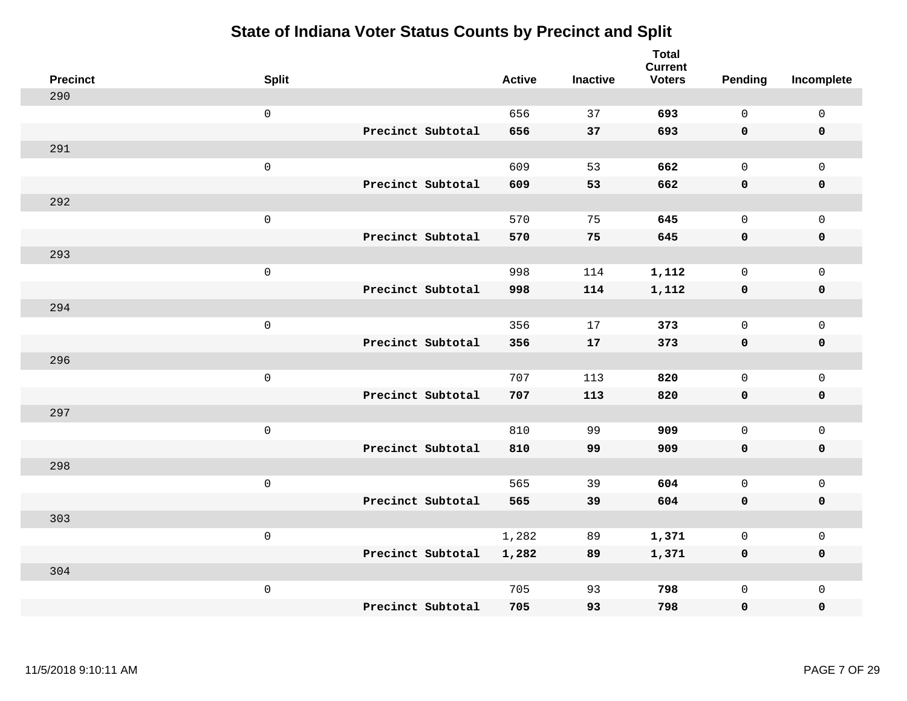# State of Indiana Voter Status Counts by Precinct and Split

| Precinct | Split | | Active | Inactive | Total Current Voters | Pending | Incomplete |
|---|---|---|---|---|---|---|---|
| 290 | | | | | | | |
| | 0 | | 656 | 37 | **693** | 0 | 0 |
| | | **Precinct Subtotal** | **656** | **37** | **693** | **0** | **0** |
| 291 | | | | | | | |
| | 0 | | 609 | 53 | **662** | 0 | 0 |
| | | **Precinct Subtotal** | **609** | **53** | **662** | **0** | **0** |
| 292 | | | | | | | |
| | 0 | | 570 | 75 | **645** | 0 | 0 |
| | | **Precinct Subtotal** | **570** | **75** | **645** | **0** | **0** |
| 293 | | | | | | | |
| | 0 | | 998 | 114 | **1,112** | 0 | 0 |
| | | **Precinct Subtotal** | **998** | **114** | **1,112** | **0** | **0** |
| 294 | | | | | | | |
| | 0 | | 356 | 17 | **373** | 0 | 0 |
| | | **Precinct Subtotal** | **356** | **17** | **373** | **0** | **0** |
| 296 | | | | | | | |
| | 0 | | 707 | 113 | **820** | 0 | 0 |
| | | **Precinct Subtotal** | **707** | **113** | **820** | **0** | **0** |
| 297 | | | | | | | |
| | 0 | | 810 | 99 | **909** | 0 | 0 |
| | | **Precinct Subtotal** | **810** | **99** | **909** | **0** | **0** |
| 298 | | | | | | | |
| | 0 | | 565 | 39 | **604** | 0 | 0 |
| | | **Precinct Subtotal** | **565** | **39** | **604** | **0** | **0** |
| 303 | | | | | | | |
| | 0 | | 1,282 | 89 | **1,371** | 0 | 0 |
| | | **Precinct Subtotal** | **1,282** | **89** | **1,371** | **0** | **0** |
| 304 | | | | | | | |
| | 0 | | 705 | 93 | **798** | 0 | 0 |
| | | **Precinct Subtotal** | **705** | **93** | **798** | **0** | **0** |

11/5/2018 9:10:11 AM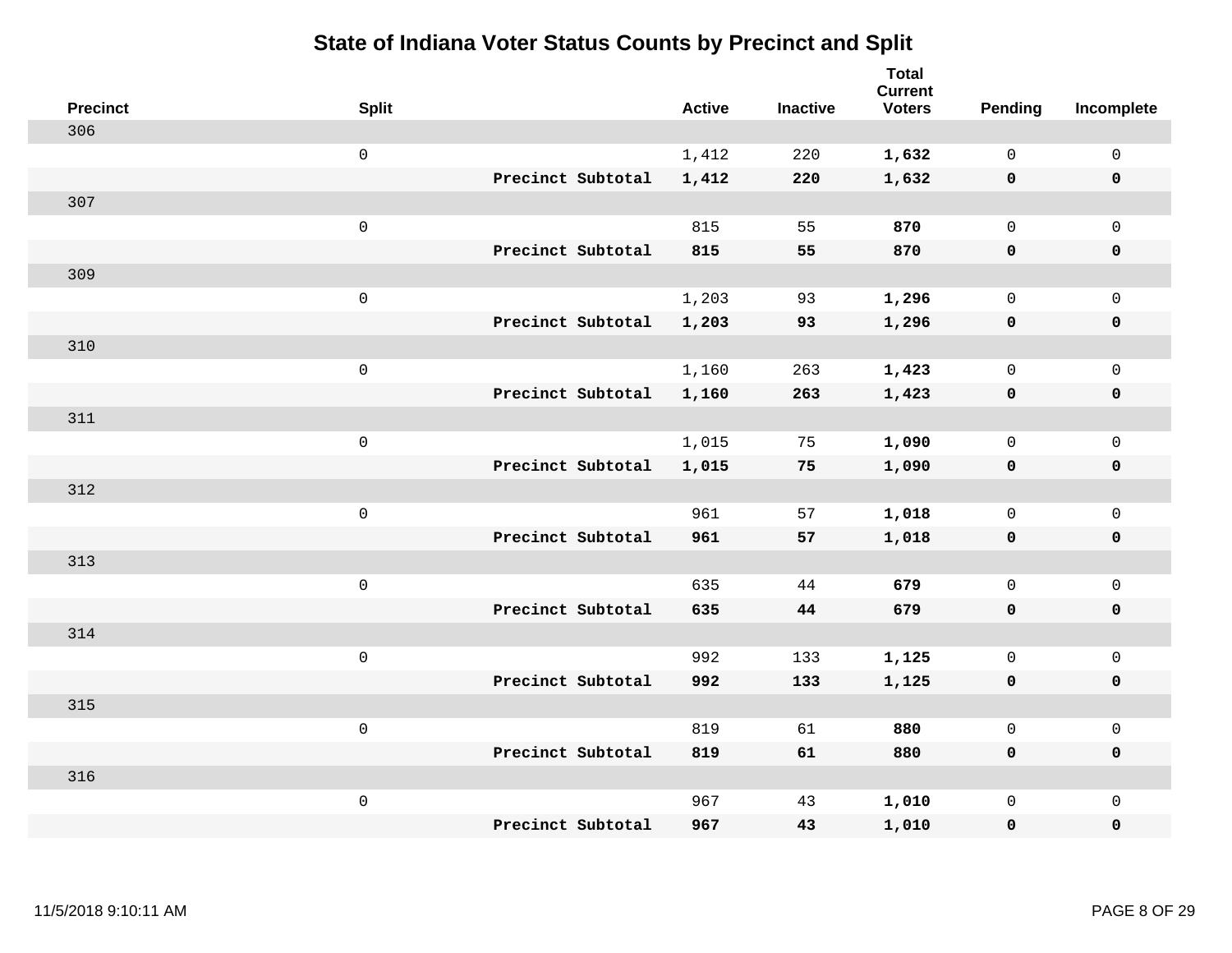# State of Indiana Voter Status Counts by Precinct and Split

| Precinct | Split | | Active | Inactive | Total Current Voters | Pending | Incomplete |
|---|---|---|---|---|---|---|---|
| 306 | | | | | | | |
| | 0 | | 1,412 | 220 | **1,632** | 0 | 0 |
| | | **Precinct Subtotal** | **1,412** | **220** | **1,632** | **0** | **0** |
| 307 | | | | | | | |
| | 0 | | 815 | 55 | **870** | 0 | 0 |
| | | **Precinct Subtotal** | **815** | **55** | **870** | **0** | **0** |
| 309 | | | | | | | |
| | 0 | | 1,203 | 93 | **1,296** | 0 | 0 |
| | | **Precinct Subtotal** | **1,203** | **93** | **1,296** | **0** | **0** |
| 310 | | | | | | | |
| | 0 | | 1,160 | 263 | **1,423** | 0 | 0 |
| | | **Precinct Subtotal** | **1,160** | **263** | **1,423** | **0** | **0** |
| 311 | | | | | | | |
| | 0 | | 1,015 | 75 | **1,090** | 0 | 0 |
| | | **Precinct Subtotal** | **1,015** | **75** | **1,090** | **0** | **0** |
| 312 | | | | | | | |
| | 0 | | 961 | 57 | **1,018** | 0 | 0 |
| | | **Precinct Subtotal** | **961** | **57** | **1,018** | **0** | **0** |
| 313 | | | | | | | |
| | 0 | | 635 | 44 | **679** | 0 | 0 |
| | | **Precinct Subtotal** | **635** | **44** | **679** | **0** | **0** |
| 314 | | | | | | | |
| | 0 | | 992 | 133 | **1,125** | 0 | 0 |
| | | **Precinct Subtotal** | **992** | **133** | **1,125** | **0** | **0** |
| 315 | | | | | | | |
| | 0 | | 819 | 61 | **880** | 0 | 0 |
| | | **Precinct Subtotal** | **819** | **61** | **880** | **0** | **0** |
| 316 | | | | | | | |
| | 0 | | 967 | 43 | **1,010** | 0 | 0 |
| | | **Precinct Subtotal** | **967** | **43** | **1,010** | **0** | **0** |

11/5/2018 9:10:11 AM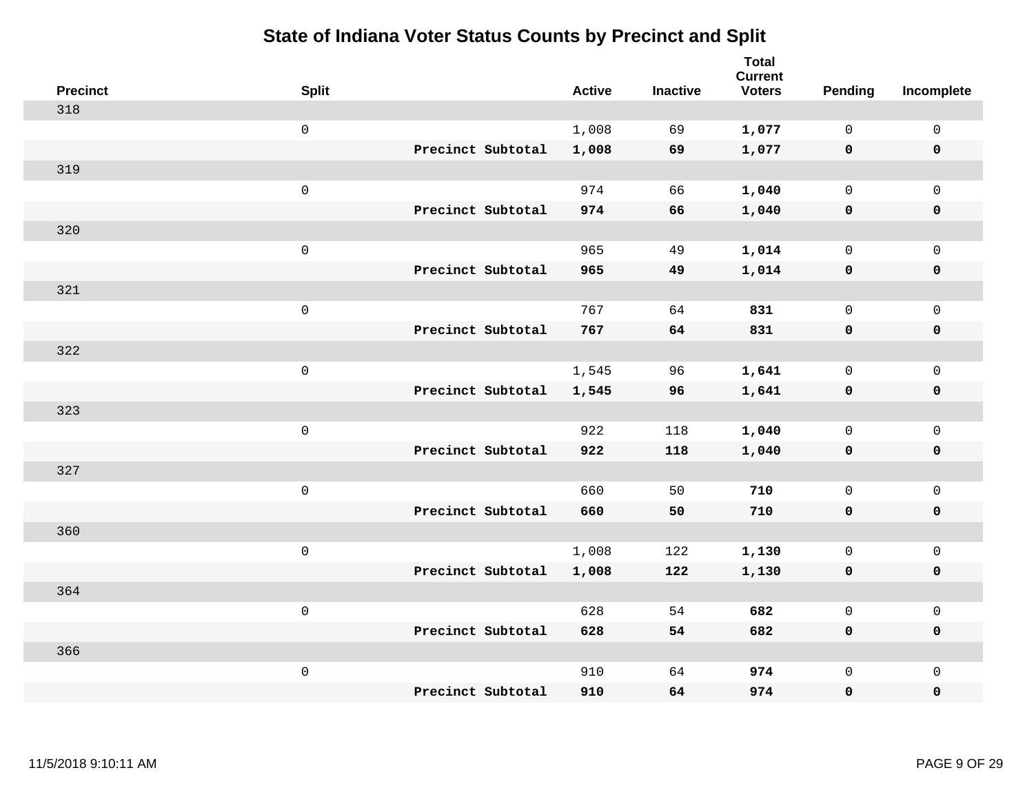# State of Indiana Voter Status Counts by Precinct and Split

| Precinct | Split | | Active | Inactive | Total Current Voters | Pending | Incomplete |
|---|---|---|---|---|---|---|---|
| 318 | | | | | | | |
| | 0 | | 1,008 | 69 | **1,077** | 0 | 0 |
| | | **Precinct Subtotal** | **1,008** | **69** | **1,077** | **0** | **0** |
| 319 | | | | | | | |
| | 0 | | 974 | 66 | **1,040** | 0 | 0 |
| | | **Precinct Subtotal** | **974** | **66** | **1,040** | **0** | **0** |
| 320 | | | | | | | |
| | 0 | | 965 | 49 | **1,014** | 0 | 0 |
| | | **Precinct Subtotal** | **965** | **49** | **1,014** | **0** | **0** |
| 321 | | | | | | | |
| | 0 | | 767 | 64 | **831** | 0 | 0 |
| | | **Precinct Subtotal** | **767** | **64** | **831** | **0** | **0** |
| 322 | | | | | | | |
| | 0 | | 1,545 | 96 | **1,641** | 0 | 0 |
| | | **Precinct Subtotal** | **1,545** | **96** | **1,641** | **0** | **0** |
| 323 | | | | | | | |
| | 0 | | 922 | 118 | **1,040** | 0 | 0 |
| | | **Precinct Subtotal** | **922** | **118** | **1,040** | **0** | **0** |
| 327 | | | | | | | |
| | 0 | | 660 | 50 | **710** | 0 | 0 |
| | | **Precinct Subtotal** | **660** | **50** | **710** | **0** | **0** |
| 360 | | | | | | | |
| | 0 | | 1,008 | 122 | **1,130** | 0 | 0 |
| | | **Precinct Subtotal** | **1,008** | **122** | **1,130** | **0** | **0** |
| 364 | | | | | | | |
| | 0 | | 628 | 54 | **682** | 0 | 0 |
| | | **Precinct Subtotal** | **628** | **54** | **682** | **0** | **0** |
| 366 | | | | | | | |
| | 0 | | 910 | 64 | **974** | 0 | 0 |
| | | **Precinct Subtotal** | **910** | **64** | **974** | **0** | **0** |

11/5/2018 9:10:11 AM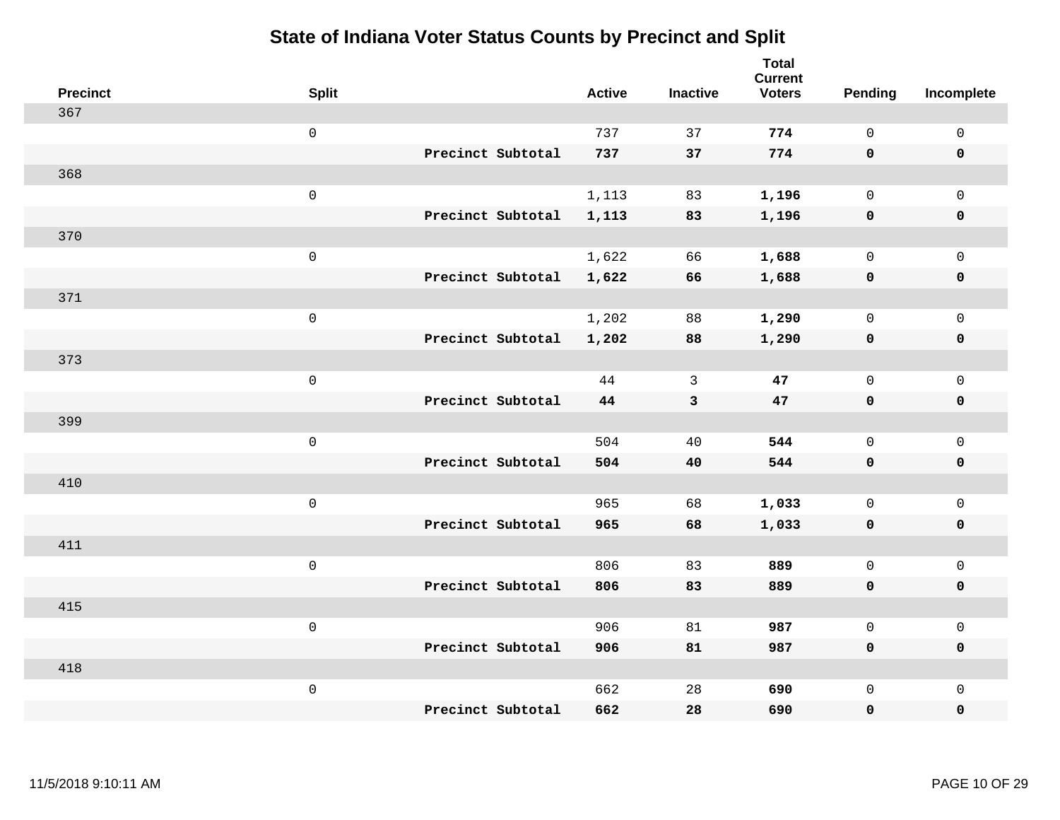# State of Indiana Voter Status Counts by Precinct and Split

| Precinct | Split | | Active | Inactive | Total Current Voters | Pending | Incomplete |
|---|---|---|---|---|---|---|---|
| 367 | | | | | | | |
| | 0 | | 737 | 37 | **774** | 0 | 0 |
| | | **Precinct Subtotal** | **737** | **37** | **774** | **0** | **0** |
| 368 | | | | | | | |
| | 0 | | 1,113 | 83 | **1,196** | 0 | 0 |
| | | **Precinct Subtotal** | **1,113** | **83** | **1,196** | **0** | **0** |
| 370 | | | | | | | |
| | 0 | | 1,622 | 66 | **1,688** | 0 | 0 |
| | | **Precinct Subtotal** | **1,622** | **66** | **1,688** | **0** | **0** |
| 371 | | | | | | | |
| | 0 | | 1,202 | 88 | **1,290** | 0 | 0 |
| | | **Precinct Subtotal** | **1,202** | **88** | **1,290** | **0** | **0** |
| 373 | | | | | | | |
| | 0 | | 44 | 3 | **47** | 0 | 0 |
| | | **Precinct Subtotal** | **44** | **3** | **47** | **0** | **0** |
| 399 | | | | | | | |
| | 0 | | 504 | 40 | **544** | 0 | 0 |
| | | **Precinct Subtotal** | **504** | **40** | **544** | **0** | **0** |
| 410 | | | | | | | |
| | 0 | | 965 | 68 | **1,033** | 0 | 0 |
| | | **Precinct Subtotal** | **965** | **68** | **1,033** | **0** | **0** |
| 411 | | | | | | | |
| | 0 | | 806 | 83 | **889** | 0 | 0 |
| | | **Precinct Subtotal** | **806** | **83** | **889** | **0** | **0** |
| 415 | | | | | | | |
| | 0 | | 906 | 81 | **987** | 0 | 0 |
| | | **Precinct Subtotal** | **906** | **81** | **987** | **0** | **0** |
| 418 | | | | | | | |
| | 0 | | 662 | 28 | **690** | 0 | 0 |
| | | **Precinct Subtotal** | **662** | **28** | **690** | **0** | **0** |

11/5/2018 9:10:11 AM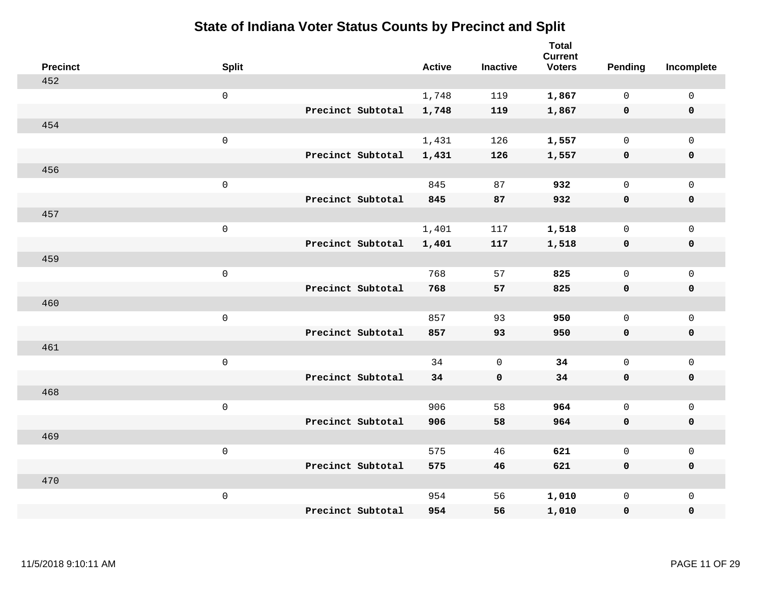# State of Indiana Voter Status Counts by Precinct and Split

| Precinct | Split | | Active | Inactive | Total Current Voters | Pending | Incomplete |
|---|---|---|---|---|---|---|---|
| 452 | | | | | | | |
| | 0 | | 1,748 | 119 | **1,867** | 0 | 0 |
| | | **Precinct Subtotal** | **1,748** | **119** | **1,867** | **0** | **0** |
| 454 | | | | | | | |
| | 0 | | 1,431 | 126 | **1,557** | 0 | 0 |
| | | **Precinct Subtotal** | **1,431** | **126** | **1,557** | **0** | **0** |
| 456 | | | | | | | |
| | 0 | | 845 | 87 | **932** | 0 | 0 |
| | | **Precinct Subtotal** | **845** | **87** | **932** | **0** | **0** |
| 457 | | | | | | | |
| | 0 | | 1,401 | 117 | **1,518** | 0 | 0 |
| | | **Precinct Subtotal** | **1,401** | **117** | **1,518** | **0** | **0** |
| 459 | | | | | | | |
| | 0 | | 768 | 57 | **825** | 0 | 0 |
| | | **Precinct Subtotal** | **768** | **57** | **825** | **0** | **0** |
| 460 | | | | | | | |
| | 0 | | 857 | 93 | **950** | 0 | 0 |
| | | **Precinct Subtotal** | **857** | **93** | **950** | **0** | **0** |
| 461 | | | | | | | |
| | 0 | | 34 | 0 | **34** | 0 | 0 |
| | | **Precinct Subtotal** | **34** | **0** | **34** | **0** | **0** |
| 468 | | | | | | | |
| | 0 | | 906 | 58 | **964** | 0 | 0 |
| | | **Precinct Subtotal** | **906** | **58** | **964** | **0** | **0** |
| 469 | | | | | | | |
| | 0 | | 575 | 46 | **621** | 0 | 0 |
| | | **Precinct Subtotal** | **575** | **46** | **621** | **0** | **0** |
| 470 | | | | | | | |
| | 0 | | 954 | 56 | **1,010** | 0 | 0 |
| | | **Precinct Subtotal** | **954** | **56** | **1,010** | **0** | **0** |

11/5/2018 9:10:11 AM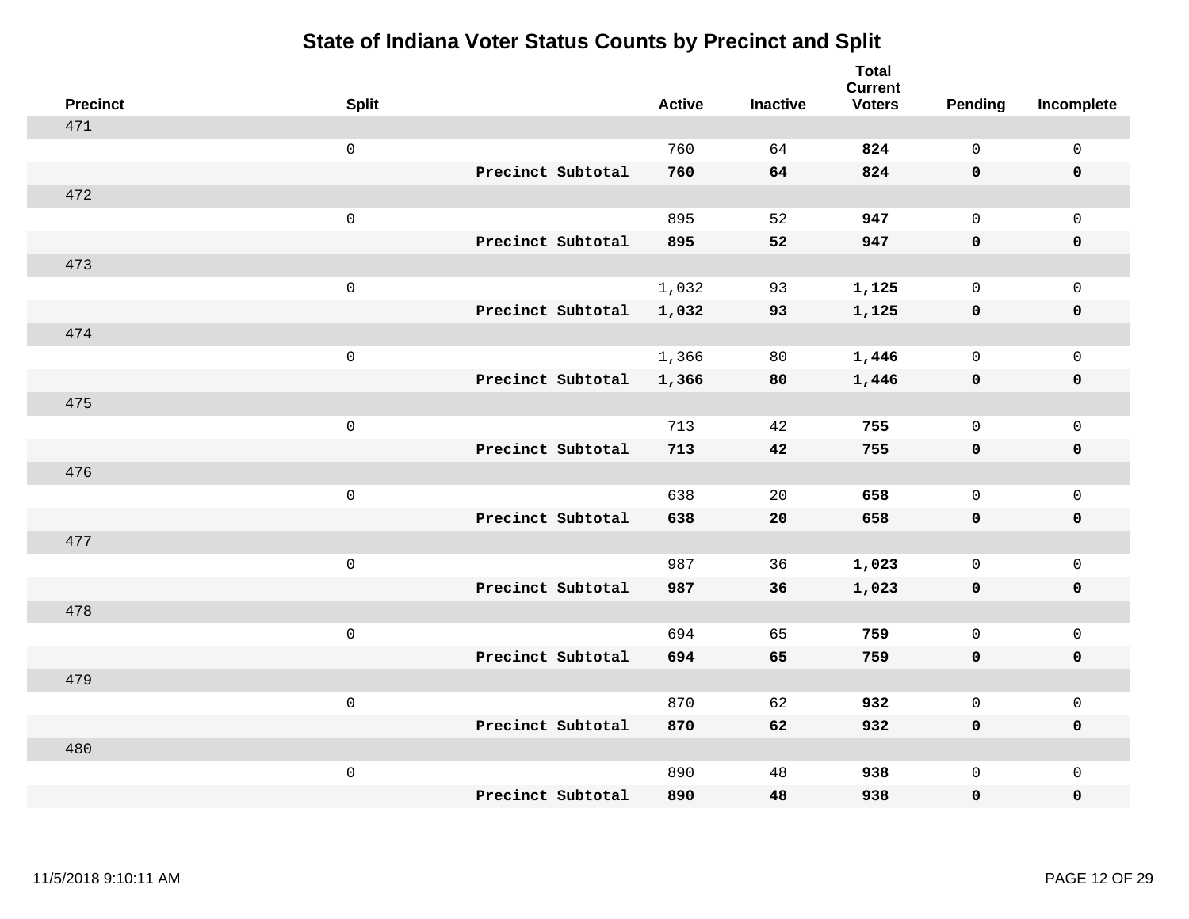# State of Indiana Voter Status Counts by Precinct and Split

| Precinct | Split | | Active | Inactive | Total Current Voters | Pending | Incomplete |
|---|---|---|---|---|---|---|---|
| 471 | | | | | | | |
| | 0 | | 760 | 64 | **824** | 0 | 0 |
| | | **Precinct Subtotal** | **760** | **64** | **824** | **0** | **0** |
| 472 | | | | | | | |
| | 0 | | 895 | 52 | **947** | 0 | 0 |
| | | **Precinct Subtotal** | **895** | **52** | **947** | **0** | **0** |
| 473 | | | | | | | |
| | 0 | | 1,032 | 93 | **1,125** | 0 | 0 |
| | | **Precinct Subtotal** | **1,032** | **93** | **1,125** | **0** | **0** |
| 474 | | | | | | | |
| | 0 | | 1,366 | 80 | **1,446** | 0 | 0 |
| | | **Precinct Subtotal** | **1,366** | **80** | **1,446** | **0** | **0** |
| 475 | | | | | | | |
| | 0 | | 713 | 42 | **755** | 0 | 0 |
| | | **Precinct Subtotal** | **713** | **42** | **755** | **0** | **0** |
| 476 | | | | | | | |
| | 0 | | 638 | 20 | **658** | 0 | 0 |
| | | **Precinct Subtotal** | **638** | **20** | **658** | **0** | **0** |
| 477 | | | | | | | |
| | 0 | | 987 | 36 | **1,023** | 0 | 0 |
| | | **Precinct Subtotal** | **987** | **36** | **1,023** | **0** | **0** |
| 478 | | | | | | | |
| | 0 | | 694 | 65 | **759** | 0 | 0 |
| | | **Precinct Subtotal** | **694** | **65** | **759** | **0** | **0** |
| 479 | | | | | | | |
| | 0 | | 870 | 62 | **932** | 0 | 0 |
| | | **Precinct Subtotal** | **870** | **62** | **932** | **0** | **0** |
| 480 | | | | | | | |
| | 0 | | 890 | 48 | **938** | 0 | 0 |
| | | **Precinct Subtotal** | **890** | **48** | **938** | **0** | **0** |

11/5/2018 9:10:11 AM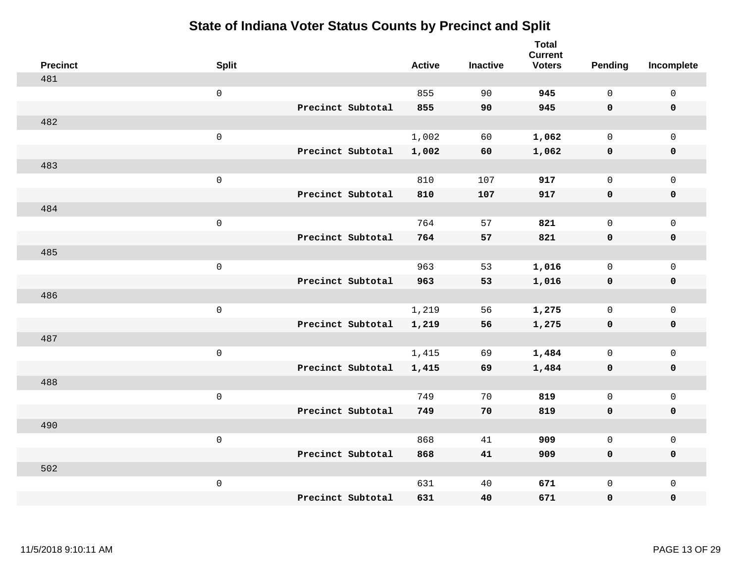# State of Indiana Voter Status Counts by Precinct and Split

| Precinct | Split | | Active | Inactive | Total Current Voters | Pending | Incomplete |
|---|---|---|---|---|---|---|---|
| 481 | | | | | | | |
| | 0 | | 855 | 90 | **945** | 0 | 0 |
| | | **Precinct Subtotal** | **855** | **90** | **945** | **0** | **0** |
| 482 | | | | | | | |
| | 0 | | 1,002 | 60 | **1,062** | 0 | 0 |
| | | **Precinct Subtotal** | **1,002** | **60** | **1,062** | **0** | **0** |
| 483 | | | | | | | |
| | 0 | | 810 | 107 | **917** | 0 | 0 |
| | | **Precinct Subtotal** | **810** | **107** | **917** | **0** | **0** |
| 484 | | | | | | | |
| | 0 | | 764 | 57 | **821** | 0 | 0 |
| | | **Precinct Subtotal** | **764** | **57** | **821** | **0** | **0** |
| 485 | | | | | | | |
| | 0 | | 963 | 53 | **1,016** | 0 | 0 |
| | | **Precinct Subtotal** | **963** | **53** | **1,016** | **0** | **0** |
| 486 | | | | | | | |
| | 0 | | 1,219 | 56 | **1,275** | 0 | 0 |
| | | **Precinct Subtotal** | **1,219** | **56** | **1,275** | **0** | **0** |
| 487 | | | | | | | |
| | 0 | | 1,415 | 69 | **1,484** | 0 | 0 |
| | | **Precinct Subtotal** | **1,415** | **69** | **1,484** | **0** | **0** |
| 488 | | | | | | | |
| | 0 | | 749 | 70 | **819** | 0 | 0 |
| | | **Precinct Subtotal** | **749** | **70** | **819** | **0** | **0** |
| 490 | | | | | | | |
| | 0 | | 868 | 41 | **909** | 0 | 0 |
| | | **Precinct Subtotal** | **868** | **41** | **909** | **0** | **0** |
| 502 | | | | | | | |
| | 0 | | 631 | 40 | **671** | 0 | 0 |
| | | **Precinct Subtotal** | **631** | **40** | **671** | **0** | **0** |

11/5/2018 9:10:11 AM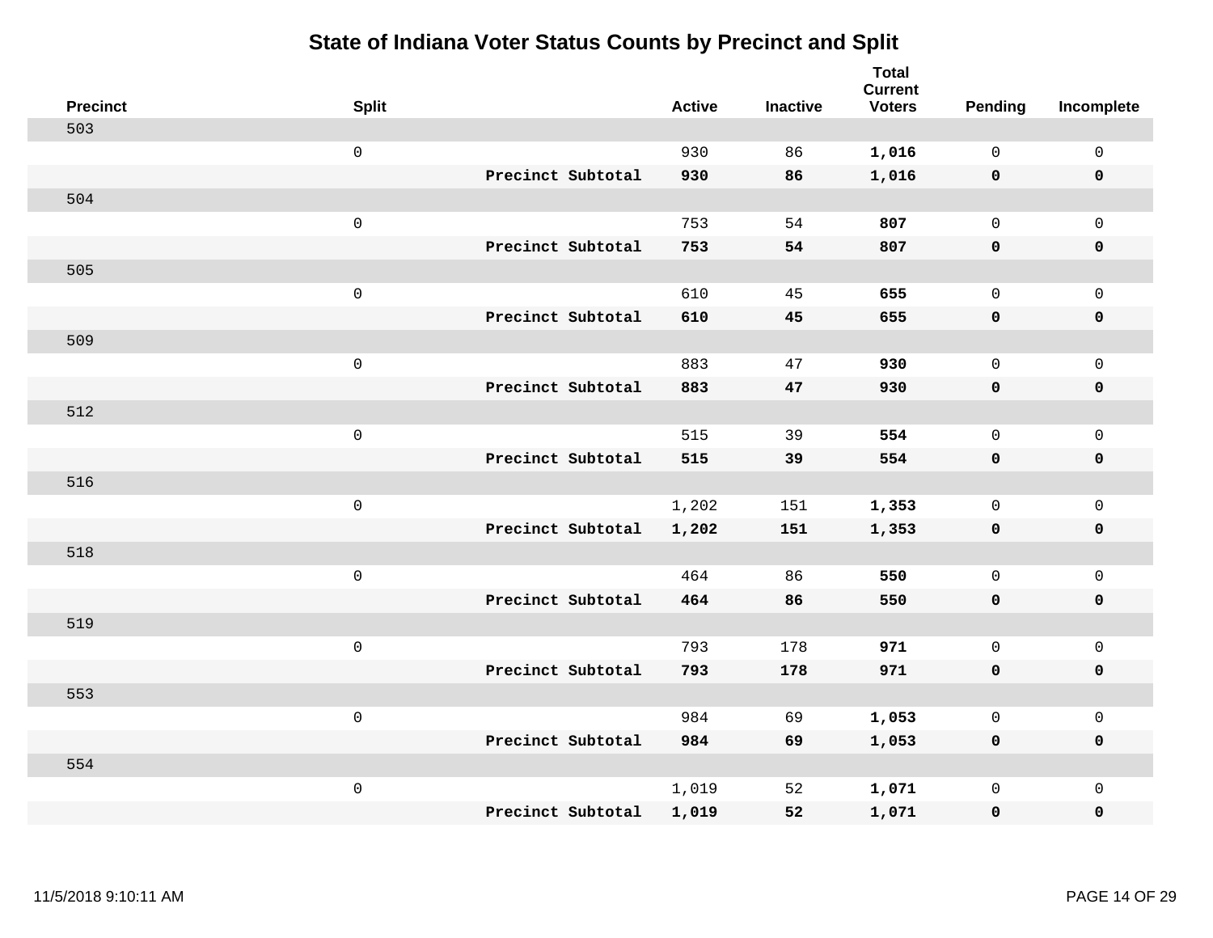# State of Indiana Voter Status Counts by Precinct and Split

| Precinct | Split | | Active | Inactive | Total Current Voters | Pending | Incomplete |
|---|---|---|---|---|---|---|---|
| 503 | | | | | | | |
| | 0 | | 930 | 86 | **1,016** | 0 | 0 |
| | | **Precinct Subtotal** | **930** | **86** | **1,016** | **0** | **0** |
| 504 | | | | | | | |
| | 0 | | 753 | 54 | **807** | 0 | 0 |
| | | **Precinct Subtotal** | **753** | **54** | **807** | **0** | **0** |
| 505 | | | | | | | |
| | 0 | | 610 | 45 | **655** | 0 | 0 |
| | | **Precinct Subtotal** | **610** | **45** | **655** | **0** | **0** |
| 509 | | | | | | | |
| | 0 | | 883 | 47 | **930** | 0 | 0 |
| | | **Precinct Subtotal** | **883** | **47** | **930** | **0** | **0** |
| 512 | | | | | | | |
| | 0 | | 515 | 39 | **554** | 0 | 0 |
| | | **Precinct Subtotal** | **515** | **39** | **554** | **0** | **0** |
| 516 | | | | | | | |
| | 0 | | 1,202 | 151 | **1,353** | 0 | 0 |
| | | **Precinct Subtotal** | **1,202** | **151** | **1,353** | **0** | **0** |
| 518 | | | | | | | |
| | 0 | | 464 | 86 | **550** | 0 | 0 |
| | | **Precinct Subtotal** | **464** | **86** | **550** | **0** | **0** |
| 519 | | | | | | | |
| | 0 | | 793 | 178 | **971** | 0 | 0 |
| | | **Precinct Subtotal** | **793** | **178** | **971** | **0** | **0** |
| 553 | | | | | | | |
| | 0 | | 984 | 69 | **1,053** | 0 | 0 |
| | | **Precinct Subtotal** | **984** | **69** | **1,053** | **0** | **0** |
| 554 | | | | | | | |
| | 0 | | 1,019 | 52 | **1,071** | 0 | 0 |
| | | **Precinct Subtotal** | **1,019** | **52** | **1,071** | **0** | **0** |

11/5/2018 9:10:11 AM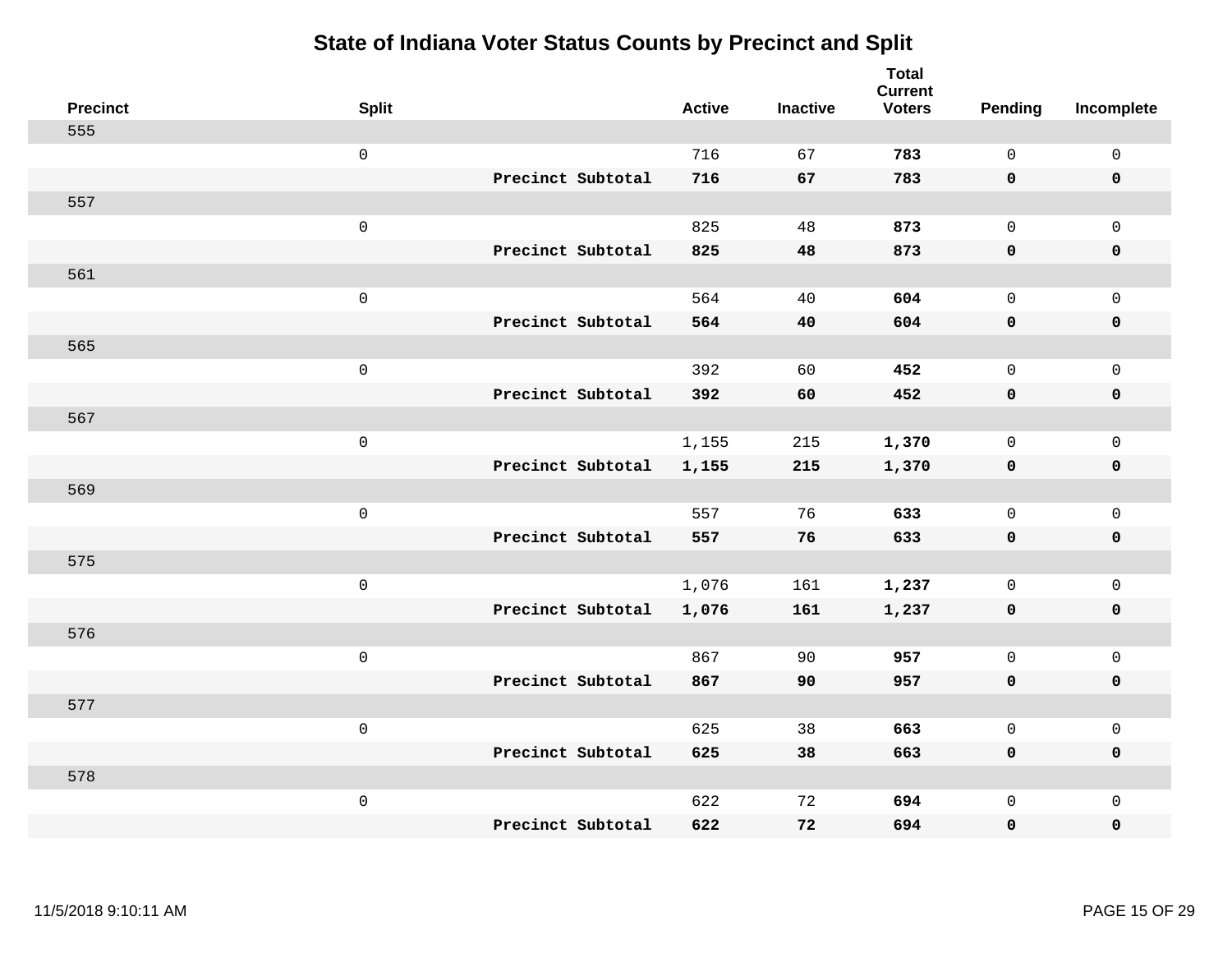# State of Indiana Voter Status Counts by Precinct and Split

| Precinct | Split | | Active | Inactive | Total Current Voters | Pending | Incomplete |
|---|---|---|---|---|---|---|---|
| 555 | | | | | | | |
| | 0 | | 716 | 67 | **783** | 0 | 0 |
| | | **Precinct Subtotal** | **716** | **67** | **783** | **0** | **0** |
| 557 | | | | | | | |
| | 0 | | 825 | 48 | **873** | 0 | 0 |
| | | **Precinct Subtotal** | **825** | **48** | **873** | **0** | **0** |
| 561 | | | | | | | |
| | 0 | | 564 | 40 | **604** | 0 | 0 |
| | | **Precinct Subtotal** | **564** | **40** | **604** | **0** | **0** |
| 565 | | | | | | | |
| | 0 | | 392 | 60 | **452** | 0 | 0 |
| | | **Precinct Subtotal** | **392** | **60** | **452** | **0** | **0** |
| 567 | | | | | | | |
| | 0 | | 1,155 | 215 | **1,370** | 0 | 0 |
| | | **Precinct Subtotal** | **1,155** | **215** | **1,370** | **0** | **0** |
| 569 | | | | | | | |
| | 0 | | 557 | 76 | **633** | 0 | 0 |
| | | **Precinct Subtotal** | **557** | **76** | **633** | **0** | **0** |
| 575 | | | | | | | |
| | 0 | | 1,076 | 161 | **1,237** | 0 | 0 |
| | | **Precinct Subtotal** | **1,076** | **161** | **1,237** | **0** | **0** |
| 576 | | | | | | | |
| | 0 | | 867 | 90 | **957** | 0 | 0 |
| | | **Precinct Subtotal** | **867** | **90** | **957** | **0** | **0** |
| 577 | | | | | | | |
| | 0 | | 625 | 38 | **663** | 0 | 0 |
| | | **Precinct Subtotal** | **625** | **38** | **663** | **0** | **0** |
| 578 | | | | | | | |
| | 0 | | 622 | 72 | **694** | 0 | 0 |
| | | **Precinct Subtotal** | **622** | **72** | **694** | **0** | **0** |

11/5/2018 9:10:11 AM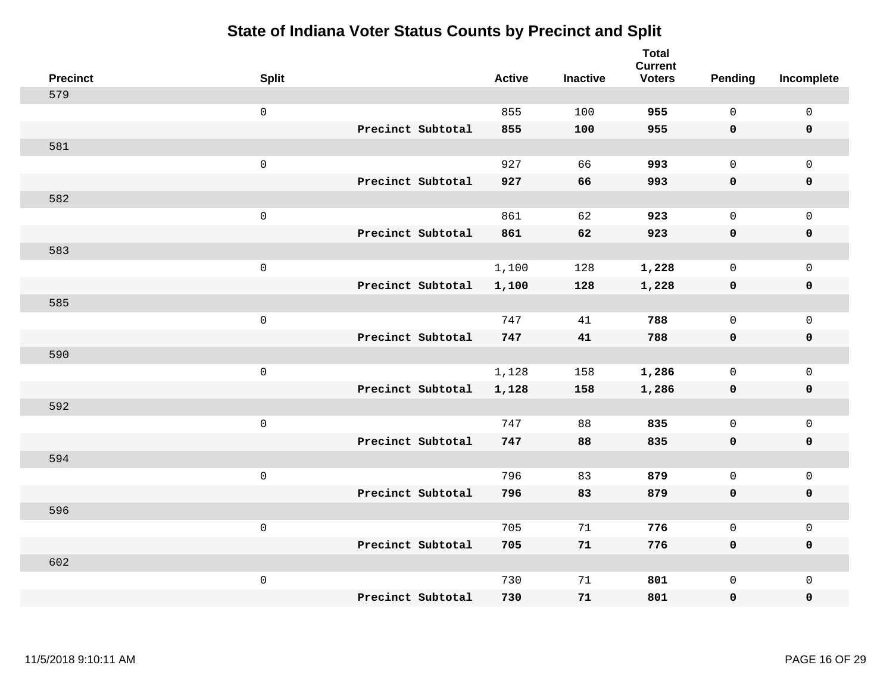# State of Indiana Voter Status Counts by Precinct and Split

| Precinct | Split | | Active | Inactive | Total Current Voters | Pending | Incomplete |
|---|---|---|---|---|---|---|---|
| 579 | | | | | | | |
| | 0 | | 855 | 100 | **955** | 0 | 0 |
| | | **Precinct Subtotal** | **855** | **100** | **955** | **0** | **0** |
| 581 | | | | | | | |
| | 0 | | 927 | 66 | **993** | 0 | 0 |
| | | **Precinct Subtotal** | **927** | **66** | **993** | **0** | **0** |
| 582 | | | | | | | |
| | 0 | | 861 | 62 | **923** | 0 | 0 |
| | | **Precinct Subtotal** | **861** | **62** | **923** | **0** | **0** |
| 583 | | | | | | | |
| | 0 | | 1,100 | 128 | **1,228** | 0 | 0 |
| | | **Precinct Subtotal** | **1,100** | **128** | **1,228** | **0** | **0** |
| 585 | | | | | | | |
| | 0 | | 747 | 41 | **788** | 0 | 0 |
| | | **Precinct Subtotal** | **747** | **41** | **788** | **0** | **0** |
| 590 | | | | | | | |
| | 0 | | 1,128 | 158 | **1,286** | 0 | 0 |
| | | **Precinct Subtotal** | **1,128** | **158** | **1,286** | **0** | **0** |
| 592 | | | | | | | |
| | 0 | | 747 | 88 | **835** | 0 | 0 |
| | | **Precinct Subtotal** | **747** | **88** | **835** | **0** | **0** |
| 594 | | | | | | | |
| | 0 | | 796 | 83 | **879** | 0 | 0 |
| | | **Precinct Subtotal** | **796** | **83** | **879** | **0** | **0** |
| 596 | | | | | | | |
| | 0 | | 705 | 71 | **776** | 0 | 0 |
| | | **Precinct Subtotal** | **705** | **71** | **776** | **0** | **0** |
| 602 | | | | | | | |
| | 0 | | 730 | 71 | **801** | 0 | 0 |
| | | **Precinct Subtotal** | **730** | **71** | **801** | **0** | **0** |

11/5/2018 9:10:11 AM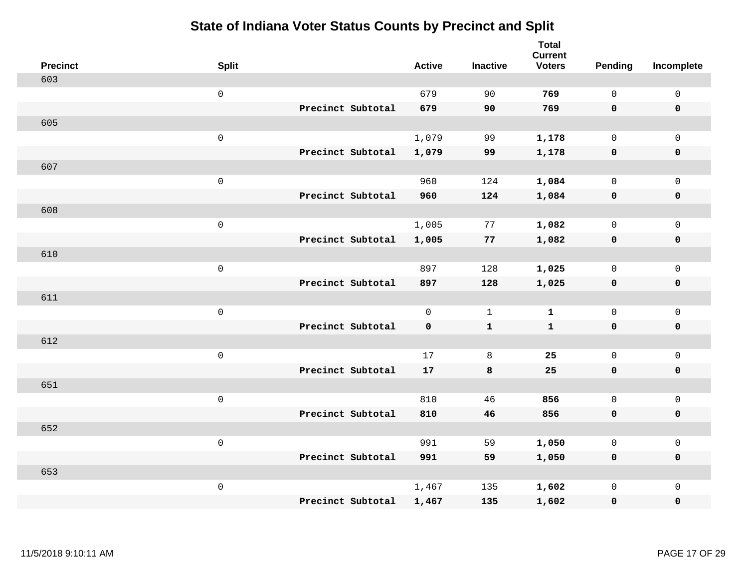# State of Indiana Voter Status Counts by Precinct and Split

| Precinct | Split | | Active | Inactive | Total Current Voters | Pending | Incomplete |
|---|---|---|---|---|---|---|---|
| 603 | | | | | | | |
| | 0 | | 679 | 90 | **769** | 0 | 0 |
| | | **Precinct Subtotal** | **679** | **90** | **769** | **0** | **0** |
| 605 | | | | | | | |
| | 0 | | 1,079 | 99 | **1,178** | 0 | 0 |
| | | **Precinct Subtotal** | **1,079** | **99** | **1,178** | **0** | **0** |
| 607 | | | | | | | |
| | 0 | | 960 | 124 | **1,084** | 0 | 0 |
| | | **Precinct Subtotal** | **960** | **124** | **1,084** | **0** | **0** |
| 608 | | | | | | | |
| | 0 | | 1,005 | 77 | **1,082** | 0 | 0 |
| | | **Precinct Subtotal** | **1,005** | **77** | **1,082** | **0** | **0** |
| 610 | | | | | | | |
| | 0 | | 897 | 128 | **1,025** | 0 | 0 |
| | | **Precinct Subtotal** | **897** | **128** | **1,025** | **0** | **0** |
| 611 | | | | | | | |
| | 0 | | 0 | 1 | **1** | 0 | 0 |
| | | **Precinct Subtotal** | **0** | **1** | **1** | **0** | **0** |
| 612 | | | | | | | |
| | 0 | | 17 | 8 | **25** | 0 | 0 |
| | | **Precinct Subtotal** | **17** | **8** | **25** | **0** | **0** |
| 651 | | | | | | | |
| | 0 | | 810 | 46 | **856** | 0 | 0 |
| | | **Precinct Subtotal** | **810** | **46** | **856** | **0** | **0** |
| 652 | | | | | | | |
| | 0 | | 991 | 59 | **1,050** | 0 | 0 |
| | | **Precinct Subtotal** | **991** | **59** | **1,050** | **0** | **0** |
| 653 | | | | | | | |
| | 0 | | 1,467 | 135 | **1,602** | 0 | 0 |
| | | **Precinct Subtotal** | **1,467** | **135** | **1,602** | **0** | **0** |

11/5/2018 9:10:11 AM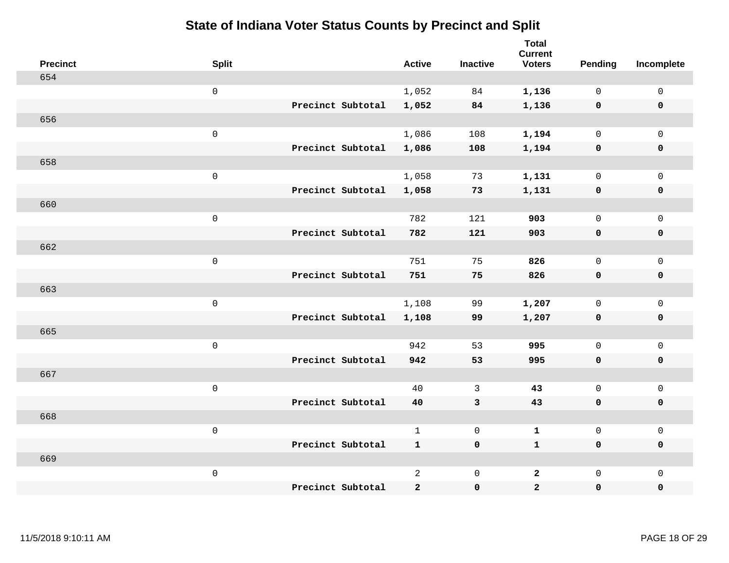# State of Indiana Voter Status Counts by Precinct and Split

| Precinct | Split | | Active | Inactive | Total Current Voters | Pending | Incomplete |
|---|---|---|---|---|---|---|---|
| 654 | | | | | | | |
| | 0 | | 1,052 | 84 | **1,136** | 0 | 0 |
| | | **Precinct Subtotal** | **1,052** | **84** | **1,136** | **0** | **0** |
| 656 | | | | | | | |
| | 0 | | 1,086 | 108 | **1,194** | 0 | 0 |
| | | **Precinct Subtotal** | **1,086** | **108** | **1,194** | **0** | **0** |
| 658 | | | | | | | |
| | 0 | | 1,058 | 73 | **1,131** | 0 | 0 |
| | | **Precinct Subtotal** | **1,058** | **73** | **1,131** | **0** | **0** |
| 660 | | | | | | | |
| | 0 | | 782 | 121 | **903** | 0 | 0 |
| | | **Precinct Subtotal** | **782** | **121** | **903** | **0** | **0** |
| 662 | | | | | | | |
| | 0 | | 751 | 75 | **826** | 0 | 0 |
| | | **Precinct Subtotal** | **751** | **75** | **826** | **0** | **0** |
| 663 | | | | | | | |
| | 0 | | 1,108 | 99 | **1,207** | 0 | 0 |
| | | **Precinct Subtotal** | **1,108** | **99** | **1,207** | **0** | **0** |
| 665 | | | | | | | |
| | 0 | | 942 | 53 | **995** | 0 | 0 |
| | | **Precinct Subtotal** | **942** | **53** | **995** | **0** | **0** |
| 667 | | | | | | | |
| | 0 | | 40 | 3 | **43** | 0 | 0 |
| | | **Precinct Subtotal** | **40** | **3** | **43** | **0** | **0** |
| 668 | | | | | | | |
| | 0 | | 1 | 0 | **1** | 0 | 0 |
| | | **Precinct Subtotal** | **1** | **0** | **1** | **0** | **0** |
| 669 | | | | | | | |
| | 0 | | 2 | 0 | **2** | 0 | 0 |
| | | **Precinct Subtotal** | **2** | **0** | **2** | **0** | **0** |

11/5/2018 9:10:11 AM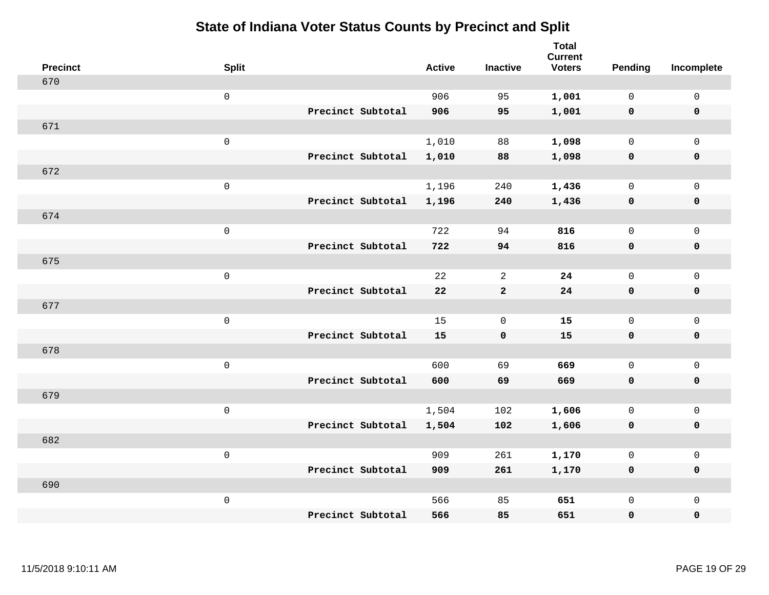# State of Indiana Voter Status Counts by Precinct and Split

| Precinct | Split | | Active | Inactive | Total Current Voters | Pending | Incomplete |
|---|---|---|---|---|---|---|---|
| 670 | | | | | | | |
| | 0 | | 906 | 95 | **1,001** | 0 | 0 |
| | | **Precinct Subtotal** | **906** | **95** | **1,001** | **0** | **0** |
| 671 | | | | | | | |
| | 0 | | 1,010 | 88 | **1,098** | 0 | 0 |
| | | **Precinct Subtotal** | **1,010** | **88** | **1,098** | **0** | **0** |
| 672 | | | | | | | |
| | 0 | | 1,196 | 240 | **1,436** | 0 | 0 |
| | | **Precinct Subtotal** | **1,196** | **240** | **1,436** | **0** | **0** |
| 674 | | | | | | | |
| | 0 | | 722 | 94 | **816** | 0 | 0 |
| | | **Precinct Subtotal** | **722** | **94** | **816** | **0** | **0** |
| 675 | | | | | | | |
| | 0 | | 22 | 2 | **24** | 0 | 0 |
| | | **Precinct Subtotal** | **22** | **2** | **24** | **0** | **0** |
| 677 | | | | | | | |
| | 0 | | 15 | 0 | **15** | 0 | 0 |
| | | **Precinct Subtotal** | **15** | **0** | **15** | **0** | **0** |
| 678 | | | | | | | |
| | 0 | | 600 | 69 | **669** | 0 | 0 |
| | | **Precinct Subtotal** | **600** | **69** | **669** | **0** | **0** |
| 679 | | | | | | | |
| | 0 | | 1,504 | 102 | **1,606** | 0 | 0 |
| | | **Precinct Subtotal** | **1,504** | **102** | **1,606** | **0** | **0** |
| 682 | | | | | | | |
| | 0 | | 909 | 261 | **1,170** | 0 | 0 |
| | | **Precinct Subtotal** | **909** | **261** | **1,170** | **0** | **0** |
| 690 | | | | | | | |
| | 0 | | 566 | 85 | **651** | 0 | 0 |
| | | **Precinct Subtotal** | **566** | **85** | **651** | **0** | **0** |

11/5/2018 9:10:11 AM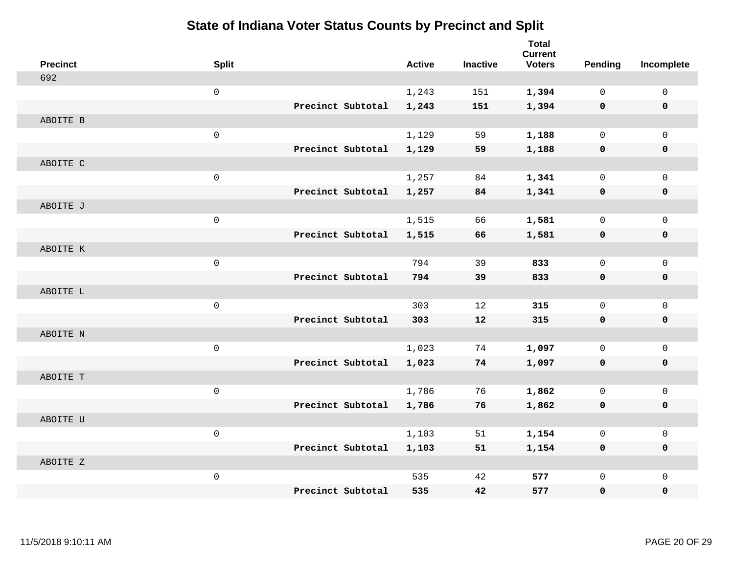# State of Indiana Voter Status Counts by Precinct and Split

| Precinct | Split | | Active | Inactive | Total Current Voters | Pending | Incomplete |
|---|---|---|---|---|---|---|---|
| 692 | | | | | | | |
| | 0 | | 1,243 | 151 | **1,394** | 0 | 0 |
| | | **Precinct Subtotal** | **1,243** | **151** | **1,394** | **0** | **0** |
| ABOITE B | | | | | | | |
| | 0 | | 1,129 | 59 | **1,188** | 0 | 0 |
| | | **Precinct Subtotal** | **1,129** | **59** | **1,188** | **0** | **0** |
| ABOITE C | | | | | | | |
| | 0 | | 1,257 | 84 | **1,341** | 0 | 0 |
| | | **Precinct Subtotal** | **1,257** | **84** | **1,341** | **0** | **0** |
| ABOITE J | | | | | | | |
| | 0 | | 1,515 | 66 | **1,581** | 0 | 0 |
| | | **Precinct Subtotal** | **1,515** | **66** | **1,581** | **0** | **0** |
| ABOITE K | | | | | | | |
| | 0 | | 794 | 39 | **833** | 0 | 0 |
| | | **Precinct Subtotal** | **794** | **39** | **833** | **0** | **0** |
| ABOITE L | | | | | | | |
| | 0 | | 303 | 12 | **315** | 0 | 0 |
| | | **Precinct Subtotal** | **303** | **12** | **315** | **0** | **0** |
| ABOITE N | | | | | | | |
| | 0 | | 1,023 | 74 | **1,097** | 0 | 0 |
| | | **Precinct Subtotal** | **1,023** | **74** | **1,097** | **0** | **0** |
| ABOITE T | | | | | | | |
| | 0 | | 1,786 | 76 | **1,862** | 0 | 0 |
| | | **Precinct Subtotal** | **1,786** | **76** | **1,862** | **0** | **0** |
| ABOITE U | | | | | | | |
| | 0 | | 1,103 | 51 | **1,154** | 0 | 0 |
| | | **Precinct Subtotal** | **1,103** | **51** | **1,154** | **0** | **0** |
| ABOITE Z | | | | | | | |
| | 0 | | 535 | 42 | **577** | 0 | 0 |
| | | **Precinct Subtotal** | **535** | **42** | **577** | **0** | **0** |

11/5/2018 9:10:11 AM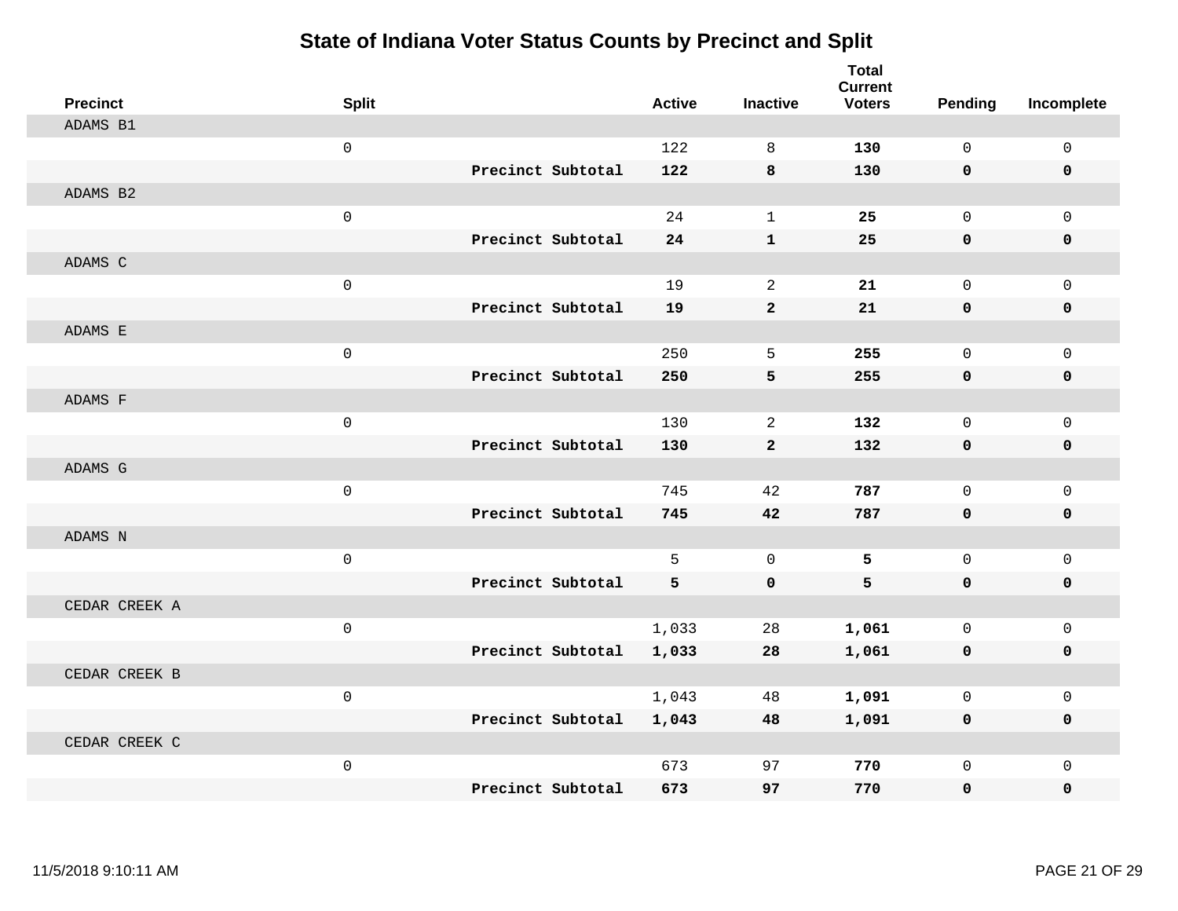# State of Indiana Voter Status Counts by Precinct and Split

| Precinct | Split | | Active | Inactive | Total Current Voters | Pending | Incomplete |
|---|---|---|---|---|---|---|---|
| ADAMS B1 | | | | | | | |
| | 0 | | 122 | 8 | **130** | 0 | 0 |
| | | **Precinct Subtotal** | **122** | **8** | **130** | **0** | **0** |
| ADAMS B2 | | | | | | | |
| | 0 | | 24 | 1 | **25** | 0 | 0 |
| | | **Precinct Subtotal** | **24** | **1** | **25** | **0** | **0** |
| ADAMS C | | | | | | | |
| | 0 | | 19 | 2 | **21** | 0 | 0 |
| | | **Precinct Subtotal** | **19** | **2** | **21** | **0** | **0** |
| ADAMS E | | | | | | | |
| | 0 | | 250 | 5 | **255** | 0 | 0 |
| | | **Precinct Subtotal** | **250** | **5** | **255** | **0** | **0** |
| ADAMS F | | | | | | | |
| | 0 | | 130 | 2 | **132** | 0 | 0 |
| | | **Precinct Subtotal** | **130** | **2** | **132** | **0** | **0** |
| ADAMS G | | | | | | | |
| | 0 | | 745 | 42 | **787** | 0 | 0 |
| | | **Precinct Subtotal** | **745** | **42** | **787** | **0** | **0** |
| ADAMS N | | | | | | | |
| | 0 | | 5 | 0 | **5** | 0 | 0 |
| | | **Precinct Subtotal** | **5** | **0** | **5** | **0** | **0** |
| CEDAR CREEK A | | | | | | | |
| | 0 | | 1,033 | 28 | **1,061** | 0 | 0 |
| | | **Precinct Subtotal** | **1,033** | **28** | **1,061** | **0** | **0** |
| CEDAR CREEK B | | | | | | | |
| | 0 | | 1,043 | 48 | **1,091** | 0 | 0 |
| | | **Precinct Subtotal** | **1,043** | **48** | **1,091** | **0** | **0** |
| CEDAR CREEK C | | | | | | | |
| | 0 | | 673 | 97 | **770** | 0 | 0 |
| | | **Precinct Subtotal** | **673** | **97** | **770** | **0** | **0** |

11/5/2018 9:10:11 AM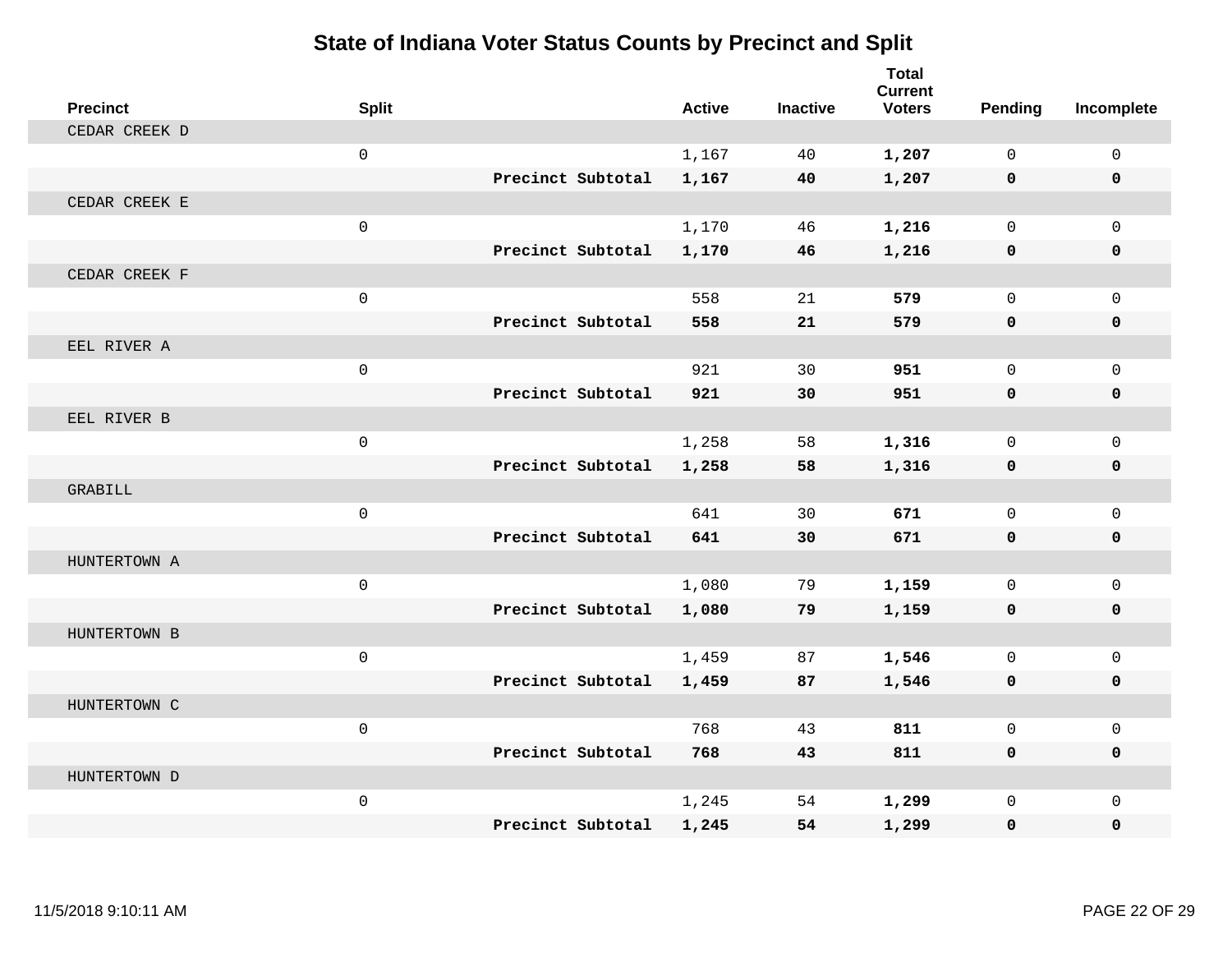# State of Indiana Voter Status Counts by Precinct and Split

| Precinct | Split | | Active | Inactive | Total Current Voters | Pending | Incomplete |
|---|---|---|---|---|---|---|---|
| CEDAR CREEK D | | | | | | | |
| | 0 | | 1,167 | 40 | **1,207** | 0 | 0 |
| | | **Precinct Subtotal** | **1,167** | **40** | **1,207** | **0** | **0** |
| CEDAR CREEK E | | | | | | | |
| | 0 | | 1,170 | 46 | **1,216** | 0 | 0 |
| | | **Precinct Subtotal** | **1,170** | **46** | **1,216** | **0** | **0** |
| CEDAR CREEK F | | | | | | | |
| | 0 | | 558 | 21 | **579** | 0 | 0 |
| | | **Precinct Subtotal** | **558** | **21** | **579** | **0** | **0** |
| EEL RIVER A | | | | | | | |
| | 0 | | 921 | 30 | **951** | 0 | 0 |
| | | **Precinct Subtotal** | **921** | **30** | **951** | **0** | **0** |
| EEL RIVER B | | | | | | | |
| | 0 | | 1,258 | 58 | **1,316** | 0 | 0 |
| | | **Precinct Subtotal** | **1,258** | **58** | **1,316** | **0** | **0** |
| GRABILL | | | | | | | |
| | 0 | | 641 | 30 | **671** | 0 | 0 |
| | | **Precinct Subtotal** | **641** | **30** | **671** | **0** | **0** |
| HUNTERTOWN A | | | | | | | |
| | 0 | | 1,080 | 79 | **1,159** | 0 | 0 |
| | | **Precinct Subtotal** | **1,080** | **79** | **1,159** | **0** | **0** |
| HUNTERTOWN B | | | | | | | |
| | 0 | | 1,459 | 87 | **1,546** | 0 | 0 |
| | | **Precinct Subtotal** | **1,459** | **87** | **1,546** | **0** | **0** |
| HUNTERTOWN C | | | | | | | |
| | 0 | | 768 | 43 | **811** | 0 | 0 |
| | | **Precinct Subtotal** | **768** | **43** | **811** | **0** | **0** |
| HUNTERTOWN D | | | | | | | |
| | 0 | | 1,245 | 54 | **1,299** | 0 | 0 |
| | | **Precinct Subtotal** | **1,245** | **54** | **1,299** | **0** | **0** |

11/5/2018 9:10:11 AM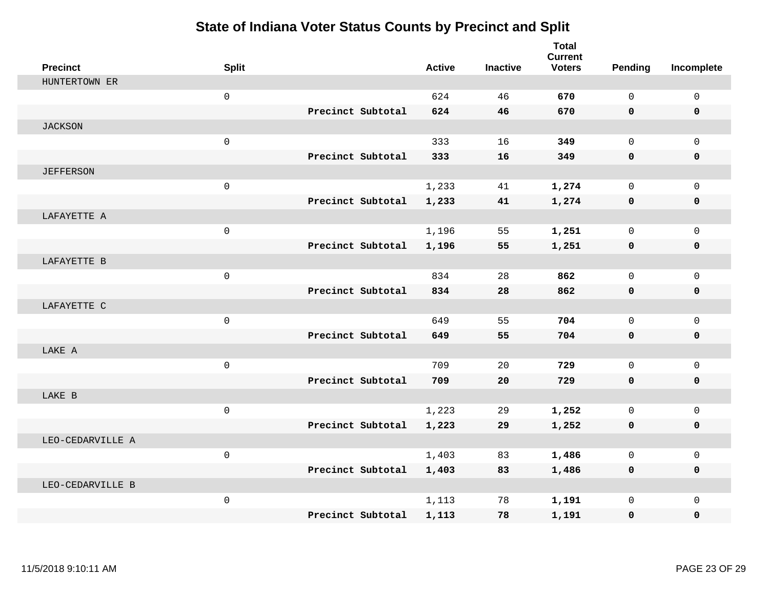# State of Indiana Voter Status Counts by Precinct and Split

| Precinct | Split | | Active | Inactive | Total Current Voters | Pending | Incomplete |
|---|---|---|---|---|---|---|---|
| HUNTERTOWN ER | | | | | | | |
| | 0 | | 624 | 46 | **670** | 0 | 0 |
| | | **Precinct Subtotal** | **624** | **46** | **670** | **0** | **0** |
| JACKSON | | | | | | | |
| | 0 | | 333 | 16 | **349** | 0 | 0 |
| | | **Precinct Subtotal** | **333** | **16** | **349** | **0** | **0** |
| JEFFERSON | | | | | | | |
| | 0 | | 1,233 | 41 | **1,274** | 0 | 0 |
| | | **Precinct Subtotal** | **1,233** | **41** | **1,274** | **0** | **0** |
| LAFAYETTE A | | | | | | | |
| | 0 | | 1,196 | 55 | **1,251** | 0 | 0 |
| | | **Precinct Subtotal** | **1,196** | **55** | **1,251** | **0** | **0** |
| LAFAYETTE B | | | | | | | |
| | 0 | | 834 | 28 | **862** | 0 | 0 |
| | | **Precinct Subtotal** | **834** | **28** | **862** | **0** | **0** |
| LAFAYETTE C | | | | | | | |
| | 0 | | 649 | 55 | **704** | 0 | 0 |
| | | **Precinct Subtotal** | **649** | **55** | **704** | **0** | **0** |
| LAKE A | | | | | | | |
| | 0 | | 709 | 20 | **729** | 0 | 0 |
| | | **Precinct Subtotal** | **709** | **20** | **729** | **0** | **0** |
| LAKE B | | | | | | | |
| | 0 | | 1,223 | 29 | **1,252** | 0 | 0 |
| | | **Precinct Subtotal** | **1,223** | **29** | **1,252** | **0** | **0** |
| LEO-CEDARVILLE A | | | | | | | |
| | 0 | | 1,403 | 83 | **1,486** | 0 | 0 |
| | | **Precinct Subtotal** | **1,403** | **83** | **1,486** | **0** | **0** |
| LEO-CEDARVILLE B | | | | | | | |
| | 0 | | 1,113 | 78 | **1,191** | 0 | 0 |
| | | **Precinct Subtotal** | **1,113** | **78** | **1,191** | **0** | **0** |

11/5/2018 9:10:11 AM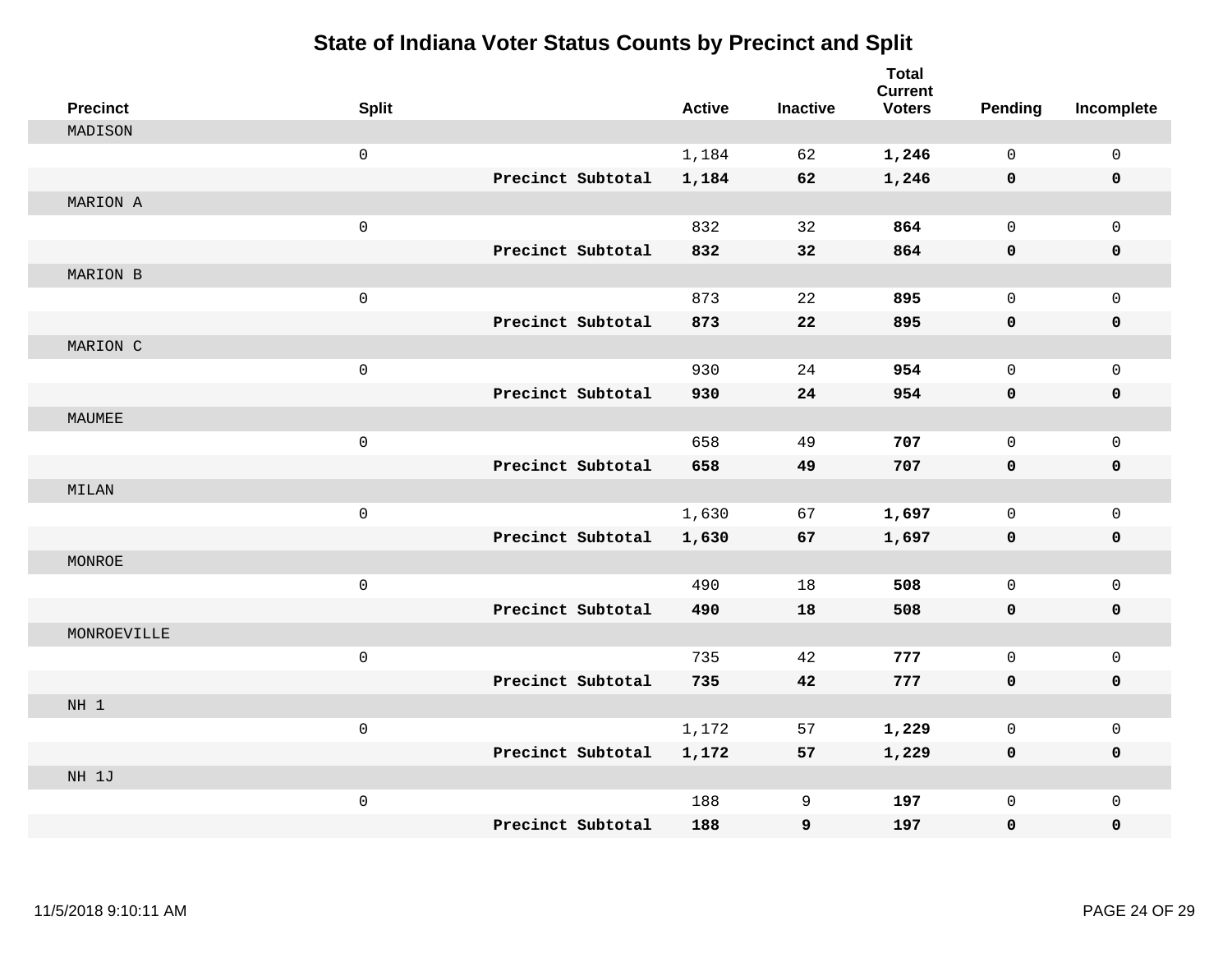# State of Indiana Voter Status Counts by Precinct and Split

| Precinct | Split | | Active | Inactive | Total Current Voters | Pending | Incomplete |
|---|---|---|---|---|---|---|---|
| MADISON | | | | | | | |
| | 0 | | 1,184 | 62 | **1,246** | 0 | 0 |
| | | **Precinct Subtotal** | **1,184** | **62** | **1,246** | **0** | **0** |
| MARION A | | | | | | | |
| | 0 | | 832 | 32 | **864** | 0 | 0 |
| | | **Precinct Subtotal** | **832** | **32** | **864** | **0** | **0** |
| MARION B | | | | | | | |
| | 0 | | 873 | 22 | **895** | 0 | 0 |
| | | **Precinct Subtotal** | **873** | **22** | **895** | **0** | **0** |
| MARION C | | | | | | | |
| | 0 | | 930 | 24 | **954** | 0 | 0 |
| | | **Precinct Subtotal** | **930** | **24** | **954** | **0** | **0** |
| MAUMEE | | | | | | | |
| | 0 | | 658 | 49 | **707** | 0 | 0 |
| | | **Precinct Subtotal** | **658** | **49** | **707** | **0** | **0** |
| MILAN | | | | | | | |
| | 0 | | 1,630 | 67 | **1,697** | 0 | 0 |
| | | **Precinct Subtotal** | **1,630** | **67** | **1,697** | **0** | **0** |
| MONROE | | | | | | | |
| | 0 | | 490 | 18 | **508** | 0 | 0 |
| | | **Precinct Subtotal** | **490** | **18** | **508** | **0** | **0** |
| MONROEVILLE | | | | | | | |
| | 0 | | 735 | 42 | **777** | 0 | 0 |
| | | **Precinct Subtotal** | **735** | **42** | **777** | **0** | **0** |
| NH 1 | | | | | | | |
| | 0 | | 1,172 | 57 | **1,229** | 0 | 0 |
| | | **Precinct Subtotal** | **1,172** | **57** | **1,229** | **0** | **0** |
| NH 1J | | | | | | | |
| | 0 | | 188 | 9 | **197** | 0 | 0 |
| | | **Precinct Subtotal** | **188** | **9** | **197** | **0** | **0** |

11/5/2018 9:10:11 AM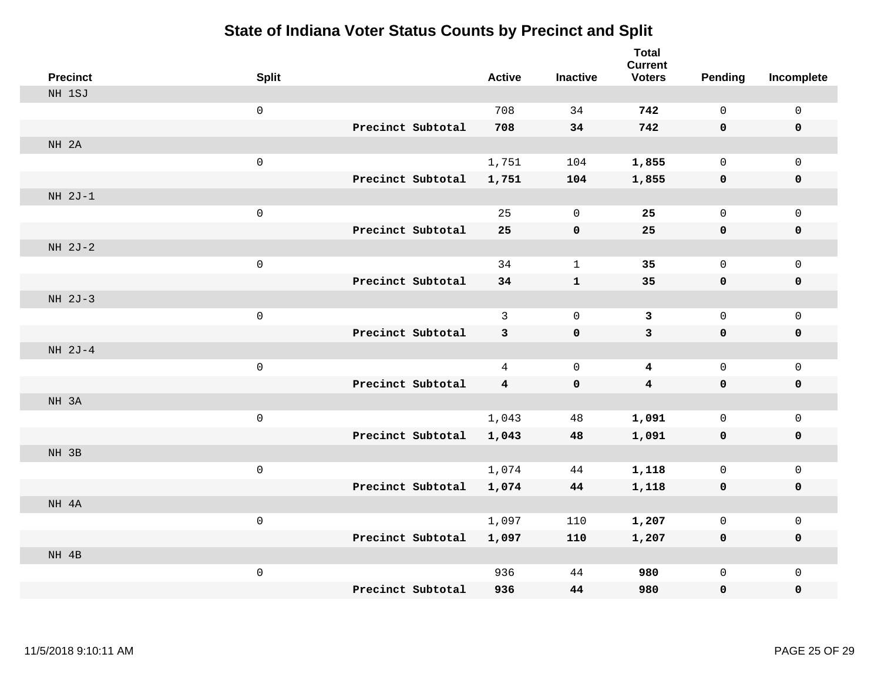# State of Indiana Voter Status Counts by Precinct and Split

| Precinct | Split | | Active | Inactive | Total Current Voters | Pending | Incomplete |
|---|---|---|---|---|---|---|---|
| NH 1SJ | | | | | | | |
| | 0 | | 708 | 34 | **742** | 0 | 0 |
| | | **Precinct Subtotal** | **708** | **34** | **742** | **0** | **0** |
| NH 2A | | | | | | | |
| | 0 | | 1,751 | 104 | **1,855** | 0 | 0 |
| | | **Precinct Subtotal** | **1,751** | **104** | **1,855** | **0** | **0** |
| NH 2J-1 | | | | | | | |
| | 0 | | 25 | 0 | **25** | 0 | 0 |
| | | **Precinct Subtotal** | **25** | **0** | **25** | **0** | **0** |
| NH 2J-2 | | | | | | | |
| | 0 | | 34 | 1 | **35** | 0 | 0 |
| | | **Precinct Subtotal** | **34** | **1** | **35** | **0** | **0** |
| NH 2J-3 | | | | | | | |
| | 0 | | 3 | 0 | **3** | 0 | 0 |
| | | **Precinct Subtotal** | **3** | **0** | **3** | **0** | **0** |
| NH 2J-4 | | | | | | | |
| | 0 | | 4 | 0 | **4** | 0 | 0 |
| | | **Precinct Subtotal** | **4** | **0** | **4** | **0** | **0** |
| NH 3A | | | | | | | |
| | 0 | | 1,043 | 48 | **1,091** | 0 | 0 |
| | | **Precinct Subtotal** | **1,043** | **48** | **1,091** | **0** | **0** |
| NH 3B | | | | | | | |
| | 0 | | 1,074 | 44 | **1,118** | 0 | 0 |
| | | **Precinct Subtotal** | **1,074** | **44** | **1,118** | **0** | **0** |
| NH 4A | | | | | | | |
| | 0 | | 1,097 | 110 | **1,207** | 0 | 0 |
| | | **Precinct Subtotal** | **1,097** | **110** | **1,207** | **0** | **0** |
| NH 4B | | | | | | | |
| | 0 | | 936 | 44 | **980** | 0 | 0 |
| | | **Precinct Subtotal** | **936** | **44** | **980** | **0** | **0** |

11/5/2018 9:10:11 AM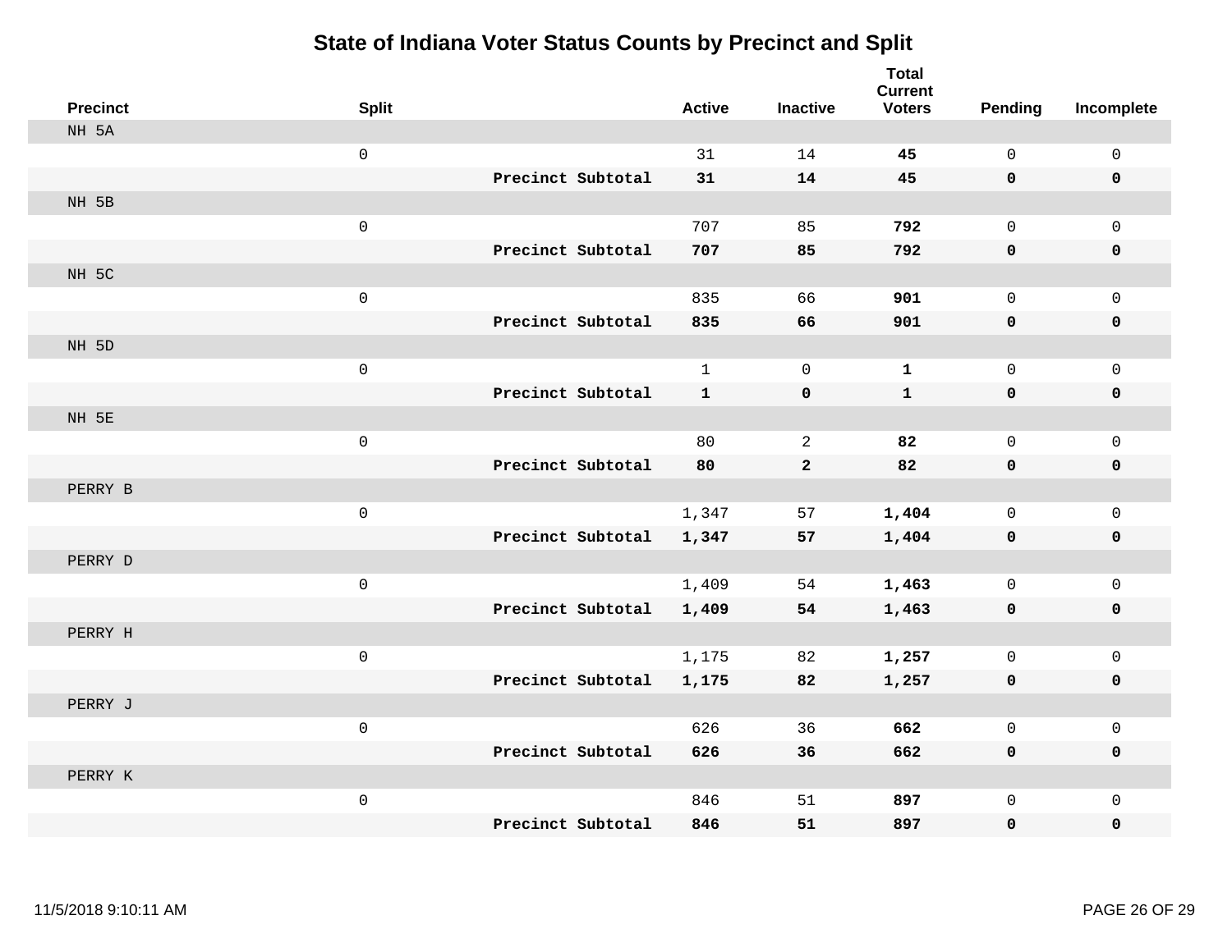# State of Indiana Voter Status Counts by Precinct and Split

| Precinct | Split | | Active | Inactive | Total Current Voters | Pending | Incomplete |
|---|---|---|---|---|---|---|---|
| NH 5A | | | | | | | |
| | 0 | | 31 | 14 | **45** | 0 | 0 |
| | | **Precinct Subtotal** | **31** | **14** | **45** | **0** | **0** |
| NH 5B | | | | | | | |
| | 0 | | 707 | 85 | **792** | 0 | 0 |
| | | **Precinct Subtotal** | **707** | **85** | **792** | **0** | **0** |
| NH 5C | | | | | | | |
| | 0 | | 835 | 66 | **901** | 0 | 0 |
| | | **Precinct Subtotal** | **835** | **66** | **901** | **0** | **0** |
| NH 5D | | | | | | | |
| | 0 | | 1 | 0 | **1** | 0 | 0 |
| | | **Precinct Subtotal** | **1** | **0** | **1** | **0** | **0** |
| NH 5E | | | | | | | |
| | 0 | | 80 | 2 | **82** | 0 | 0 |
| | | **Precinct Subtotal** | **80** | **2** | **82** | **0** | **0** |
| PERRY B | | | | | | | |
| | 0 | | 1,347 | 57 | **1,404** | 0 | 0 |
| | | **Precinct Subtotal** | **1,347** | **57** | **1,404** | **0** | **0** |
| PERRY D | | | | | | | |
| | 0 | | 1,409 | 54 | **1,463** | 0 | 0 |
| | | **Precinct Subtotal** | **1,409** | **54** | **1,463** | **0** | **0** |
| PERRY H | | | | | | | |
| | 0 | | 1,175 | 82 | **1,257** | 0 | 0 |
| | | **Precinct Subtotal** | **1,175** | **82** | **1,257** | **0** | **0** |
| PERRY J | | | | | | | |
| | 0 | | 626 | 36 | **662** | 0 | 0 |
| | | **Precinct Subtotal** | **626** | **36** | **662** | **0** | **0** |
| PERRY K | | | | | | | |
| | 0 | | 846 | 51 | **897** | 0 | 0 |
| | | **Precinct Subtotal** | **846** | **51** | **897** | **0** | **0** |

11/5/2018 9:10:11 AM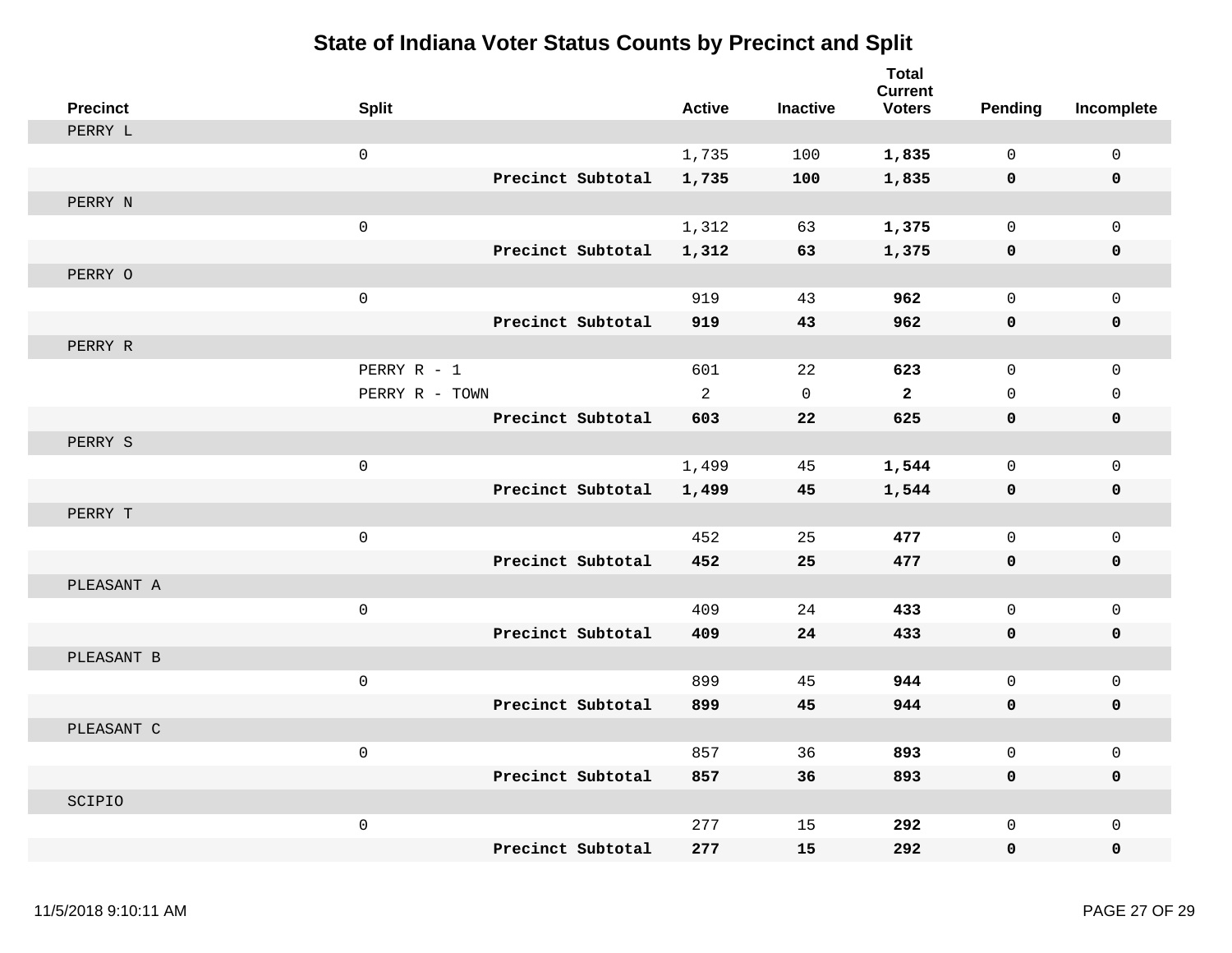# State of Indiana Voter Status Counts by Precinct and Split

| Precinct | Split | | Active | Inactive | Total Current Voters | Pending | Incomplete |
|---|---|---|---|---|---|---|---|
| PERRY L | | | | | | | |
| | 0 | | 1,735 | 100 | **1,835** | 0 | 0 |
| | | **Precinct Subtotal** | **1,735** | **100** | **1,835** | **0** | **0** |
| PERRY N | | | | | | | |
| | 0 | | 1,312 | 63 | **1,375** | 0 | 0 |
| | | **Precinct Subtotal** | **1,312** | **63** | **1,375** | **0** | **0** |
| PERRY O | | | | | | | |
| | 0 | | 919 | 43 | **962** | 0 | 0 |
| | | **Precinct Subtotal** | **919** | **43** | **962** | **0** | **0** |
| PERRY R | | | | | | | |
| | PERRY R - 1 | | 601 | 22 | **623** | 0 | 0 |
| | PERRY R - TOWN | | 2 | 0 | **2** | 0 | 0 |
| | | **Precinct Subtotal** | **603** | **22** | **625** | **0** | **0** |
| PERRY S | | | | | | | |
| | 0 | | 1,499 | 45 | **1,544** | 0 | 0 |
| | | **Precinct Subtotal** | **1,499** | **45** | **1,544** | **0** | **0** |
| PERRY T | | | | | | | |
| | 0 | | 452 | 25 | **477** | 0 | 0 |
| | | **Precinct Subtotal** | **452** | **25** | **477** | **0** | **0** |
| PLEASANT A | | | | | | | |
| | 0 | | 409 | 24 | **433** | 0 | 0 |
| | | **Precinct Subtotal** | **409** | **24** | **433** | **0** | **0** |
| PLEASANT B | | | | | | | |
| | 0 | | 899 | 45 | **944** | 0 | 0 |
| | | **Precinct Subtotal** | **899** | **45** | **944** | **0** | **0** |
| PLEASANT C | | | | | | | |
| | 0 | | 857 | 36 | **893** | 0 | 0 |
| | | **Precinct Subtotal** | **857** | **36** | **893** | **0** | **0** |
| SCIPIO | | | | | | | |
| | 0 | | 277 | 15 | **292** | 0 | 0 |
| | | **Precinct Subtotal** | **277** | **15** | **292** | **0** | **0** |

11/5/2018 9:10:11 AM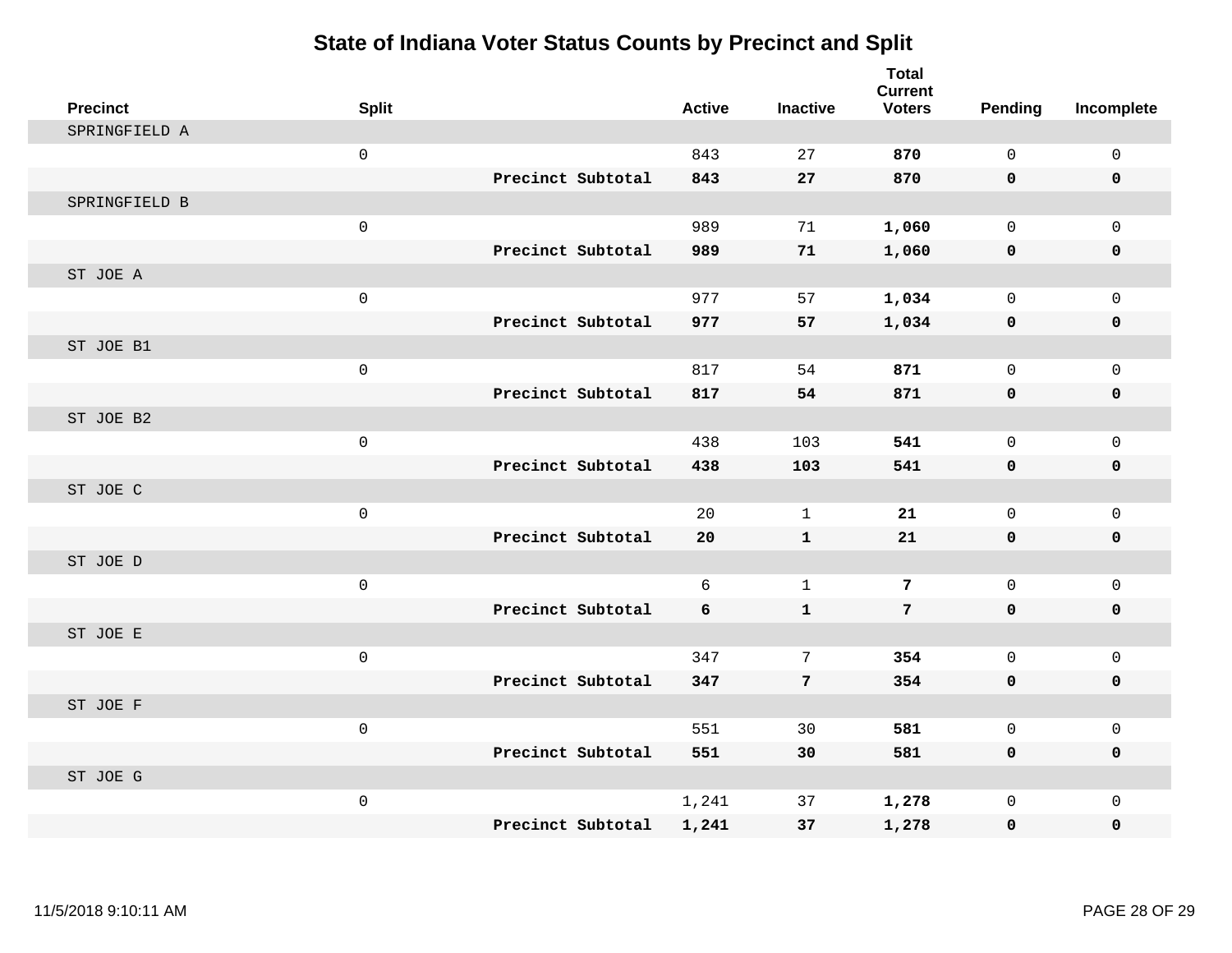# State of Indiana Voter Status Counts by Precinct and Split

| Precinct | Split | | Active | Inactive | Total Current Voters | Pending | Incomplete |
|---|---|---|---|---|---|---|---|
| SPRINGFIELD A | | | | | | | |
| | 0 | | 843 | 27 | **870** | 0 | 0 |
| | | **Precinct Subtotal** | **843** | **27** | **870** | **0** | **0** |
| SPRINGFIELD B | | | | | | | |
| | 0 | | 989 | 71 | **1,060** | 0 | 0 |
| | | **Precinct Subtotal** | **989** | **71** | **1,060** | **0** | **0** |
| ST JOE A | | | | | | | |
| | 0 | | 977 | 57 | **1,034** | 0 | 0 |
| | | **Precinct Subtotal** | **977** | **57** | **1,034** | **0** | **0** |
| ST JOE B1 | | | | | | | |
| | 0 | | 817 | 54 | **871** | 0 | 0 |
| | | **Precinct Subtotal** | **817** | **54** | **871** | **0** | **0** |
| ST JOE B2 | | | | | | | |
| | 0 | | 438 | 103 | **541** | 0 | 0 |
| | | **Precinct Subtotal** | **438** | **103** | **541** | **0** | **0** |
| ST JOE C | | | | | | | |
| | 0 | | 20 | 1 | **21** | 0 | 0 |
| | | **Precinct Subtotal** | **20** | **1** | **21** | **0** | **0** |
| ST JOE D | | | | | | | |
| | 0 | | 6 | 1 | **7** | 0 | 0 |
| | | **Precinct Subtotal** | **6** | **1** | **7** | **0** | **0** |
| ST JOE E | | | | | | | |
| | 0 | | 347 | 7 | **354** | 0 | 0 |
| | | **Precinct Subtotal** | **347** | **7** | **354** | **0** | **0** |
| ST JOE F | | | | | | | |
| | 0 | | 551 | 30 | **581** | 0 | 0 |
| | | **Precinct Subtotal** | **551** | **30** | **581** | **0** | **0** |
| ST JOE G | | | | | | | |
| | 0 | | 1,241 | 37 | **1,278** | 0 | 0 |
| | | **Precinct Subtotal** | **1,241** | **37** | **1,278** | **0** | **0** |

11/5/2018 9:10:11 AM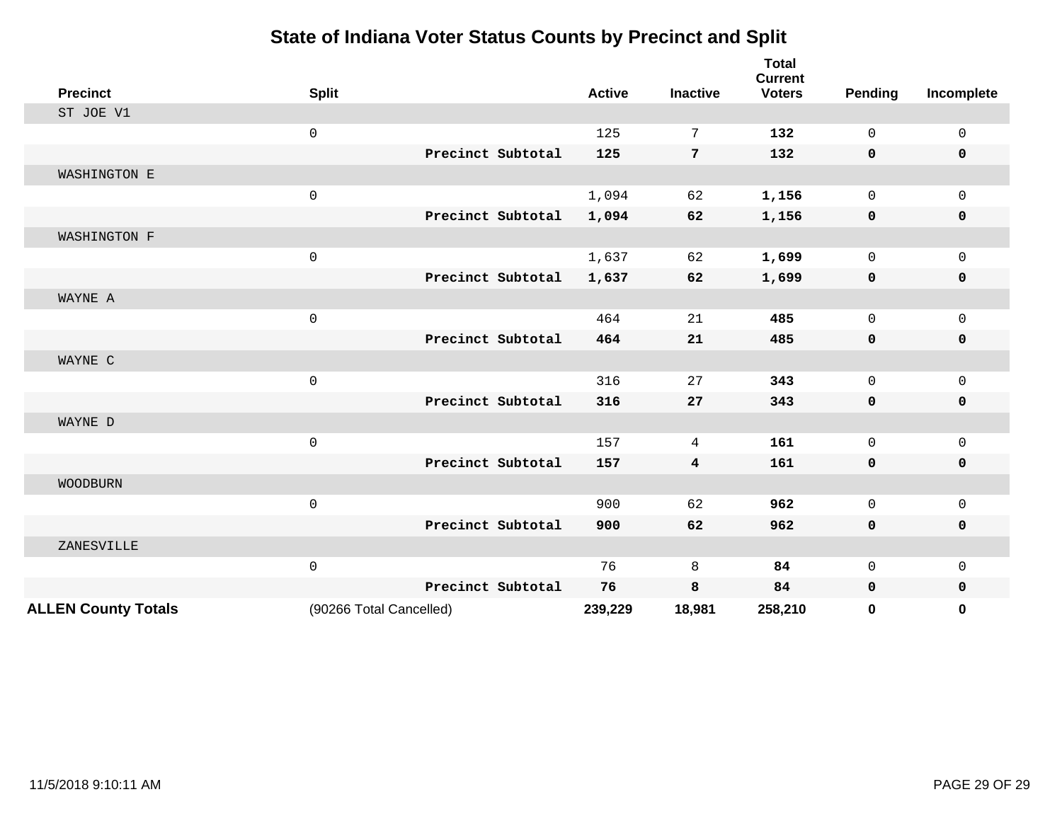# State of Indiana Voter Status Counts by Precinct and Split

| Precinct | Split | | Active | Inactive | Total Current Voters | Pending | Incomplete |
|---|---|---|---|---|---|---|---|
| ST JOE V1 | | | | | | | |
| | 0 | | 125 | 7 | **132** | 0 | 0 |
| | | **Precinct Subtotal** | **125** | **7** | **132** | **0** | **0** |
| WASHINGTON E | | | | | | | |
| | 0 | | 1,094 | 62 | **1,156** | 0 | 0 |
| | | **Precinct Subtotal** | **1,094** | **62** | **1,156** | **0** | **0** |
| WASHINGTON F | | | | | | | |
| | 0 | | 1,637 | 62 | **1,699** | 0 | 0 |
| | | **Precinct Subtotal** | **1,637** | **62** | **1,699** | **0** | **0** |
| WAYNE A | | | | | | | |
| | 0 | | 464 | 21 | **485** | 0 | 0 |
| | | **Precinct Subtotal** | **464** | **21** | **485** | **0** | **0** |
| WAYNE C | | | | | | | |
| | 0 | | 316 | 27 | **343** | 0 | 0 |
| | | **Precinct Subtotal** | **316** | **27** | **343** | **0** | **0** |
| WAYNE D | | | | | | | |
| | 0 | | 157 | 4 | **161** | 0 | 0 |
| | | **Precinct Subtotal** | **157** | **4** | **161** | **0** | **0** |
| WOODBURN | | | | | | | |
| | 0 | | 900 | 62 | **962** | 0 | 0 |
| | | **Precinct Subtotal** | **900** | **62** | **962** | **0** | **0** |
| ZANESVILLE | | | | | | | |
| | 0 | | 76 | 8 | **84** | 0 | 0 |
| | | **Precinct Subtotal** | **76** | **8** | **84** | **0** | **0** |
| **ALLEN County Totals** | (90266 Total Cancelled) | | **239,229** | **18,981** | **258,210** | **0** | **0** |

11/5/2018 9:10:11 AM